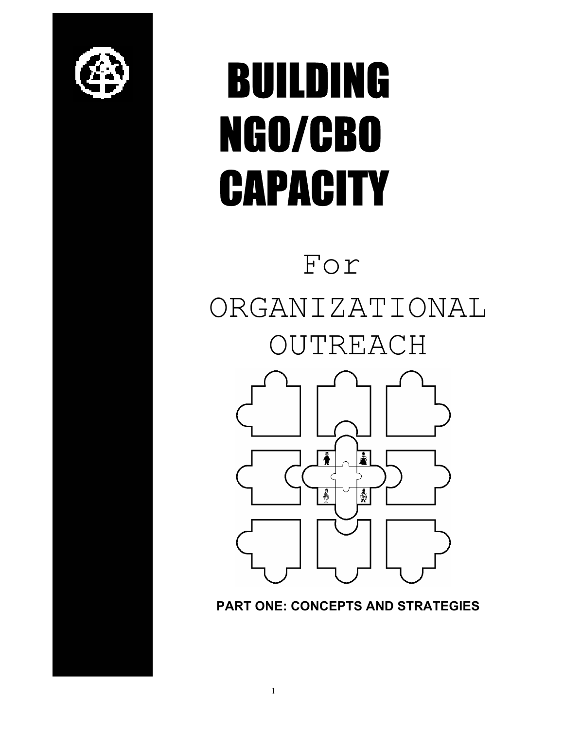# BUILDING NGO/CBO CAPACITY

## For ORGANIZATIONAL OUTREACH

**PART ONE: CONCEPTS AND STRATEGIES**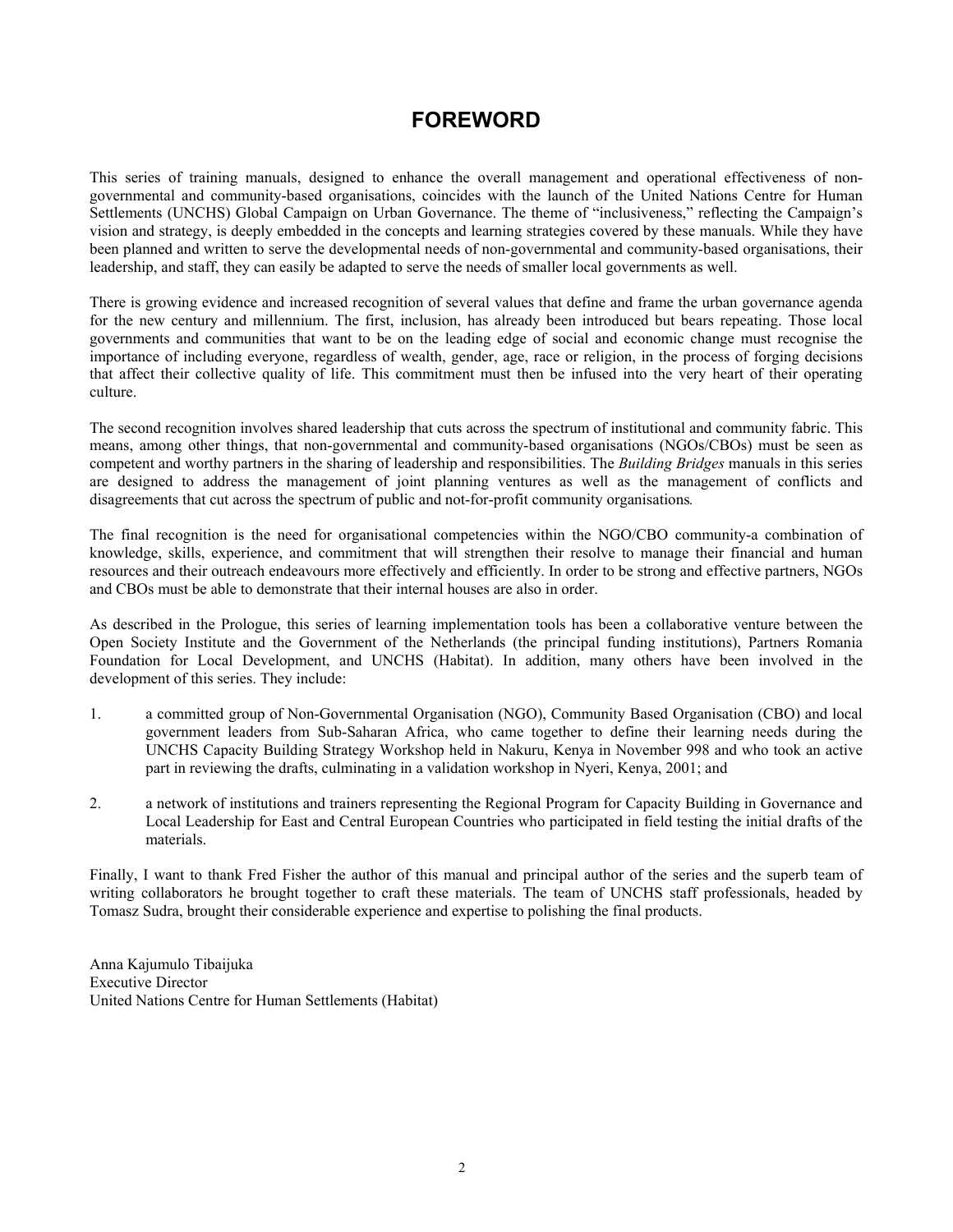# FOREWORD

This series of training manuals, designed to enhance the overall management and operational effectiveness of non-governmental and community-based organisations, coincides with the launch of the United Nations Centre for Human Settlements (UNCHS) Global Campaign on Urban Governance. The theme of "inclusiveness," reflecting the Campaign's vision and strategy, is deeply embedded in the concepts and learning strategies covered by these manuals. While they have been planned and written to serve the developmental needs of non-governmental and community-based organisations, their leadership, and staff, they can easily be adapted to serve the needs of smaller local governments as well.

There is growing evidence and increased recognition of several values that define and frame the urban governance agenda for the new century and millennium. The first, inclusion, has already been introduced but bears repeating. Those local governments and communities that want to be on the leading edge of social and economic change must recognise the importance of including everyone, regardless of wealth, gender, age, race or religion, in the process of forging decisions that affect their collective quality of life. This commitment must then be infused into the very heart of their operating culture.

The second recognition involves shared leadership that cuts across the spectrum of institutional and community fabric. This means, among other things, that non-governmental and community-based organisations (NGOs/CBOs) must be seen as competent and worthy partners in the sharing of leadership and responsibilities. The *Building Bridges* manuals in this series are designed to address the management of joint planning ventures as well as the management of conflicts and disagreements that cut across the spectrum of public and not-for-profit community organisations.

The final recognition is the need for organisational competencies within the NGO/CBO community-a combination of knowledge, skills, experience, and commitment that will strengthen their resolve to manage their financial and human resources and their outreach endeavours more effectively and efficiently. In order to be strong and effective partners, NGOs and CBOs must be able to demonstrate that their internal houses are also in order.

As described in the Prologue, this series of learning implementation tools has been a collaborative venture between the Open Society Institute and the Government of the Netherlands (the principal funding institutions), Partners Romania Foundation for Local Development, and UNCHS (Habitat). In addition, many others have been involved in the development of this series. They include:

1. a committed group of Non-Governmental Organisation (NGO), Community Based Organisation (CBO) and local government leaders from Sub-Saharan Africa, who came together to define their learning needs during the UNCHS Capacity Building Strategy Workshop held in Nakuru, Kenya in November 998 and who took an active part in reviewing the drafts, culminating in a validation workshop in Nyeri, Kenya, 2001; and

2. a network of institutions and trainers representing the Regional Program for Capacity Building in Governance and Local Leadership for East and Central European Countries who participated in field testing the initial drafts of the materials.

Finally, I want to thank Fred Fisher the author of this manual and principal author of the series and the superb team of writing collaborators he brought together to craft these materials. The team of UNCHS staff professionals, headed by Tomasz Sudra, brought their considerable experience and expertise to polishing the final products.

Anna Kajumulo Tibaijuka
Executive Director
United Nations Centre for Human Settlements (Habitat)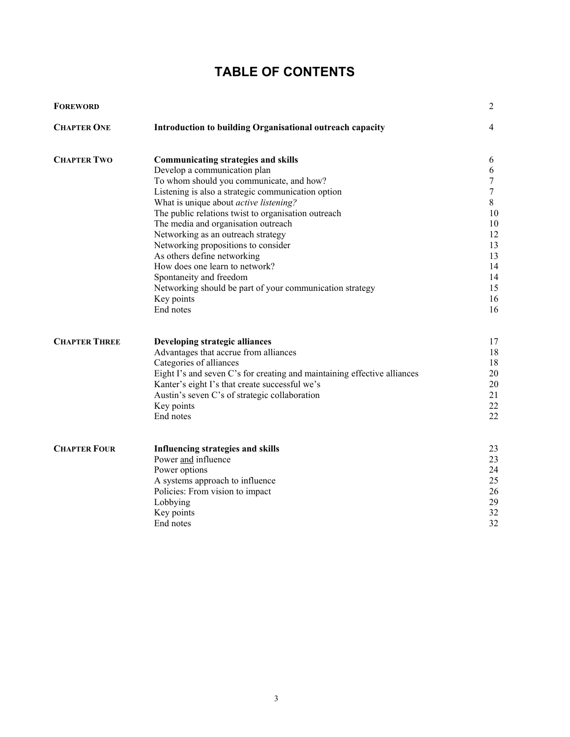# TABLE OF CONTENTS

| | | |
|---|---|---|
| **FOREWORD** | | 2 |
| **CHAPTER ONE** | **Introduction to building Organisational outreach capacity** | 4 |
| **CHAPTER TWO** | **Communicating strategies and skills** | 6 |
| | Develop a communication plan | 6 |
| | To whom should you communicate, and how? | 7 |
| | Listening is also a strategic communication option | 7 |
| | What is unique about *active listening?* | 8 |
| | The public relations twist to organisation outreach | 10 |
| | The media and organisation outreach | 10 |
| | Networking as an outreach strategy | 12 |
| | Networking propositions to consider | 13 |
| | As others define networking | 13 |
| | How does one learn to network? | 14 |
| | Spontaneity and freedom | 14 |
| | Networking should be part of your communication strategy | 15 |
| | Key points | 16 |
| | End notes | 16 |
| **CHAPTER THREE** | **Developing strategic alliances** | 17 |
| | Advantages that accrue from alliances | 18 |
| | Categories of alliances | 18 |
| | Eight I's and seven C's for creating and maintaining effective alliances | 20 |
| | Kanter's eight I's that create successful we's | 20 |
| | Austin's seven C's of strategic collaboration | 21 |
| | Key points | 22 |
| | End notes | 22 |
| **CHAPTER FOUR** | **Influencing strategies and skills** | 23 |
| | Power <u>and</u> influence | 23 |
| | Power options | 24 |
| | A systems approach to influence | 25 |
| | Policies: From vision to impact | 26 |
| | Lobbying | 29 |
| | Key points | 32 |
| | End notes | 32 |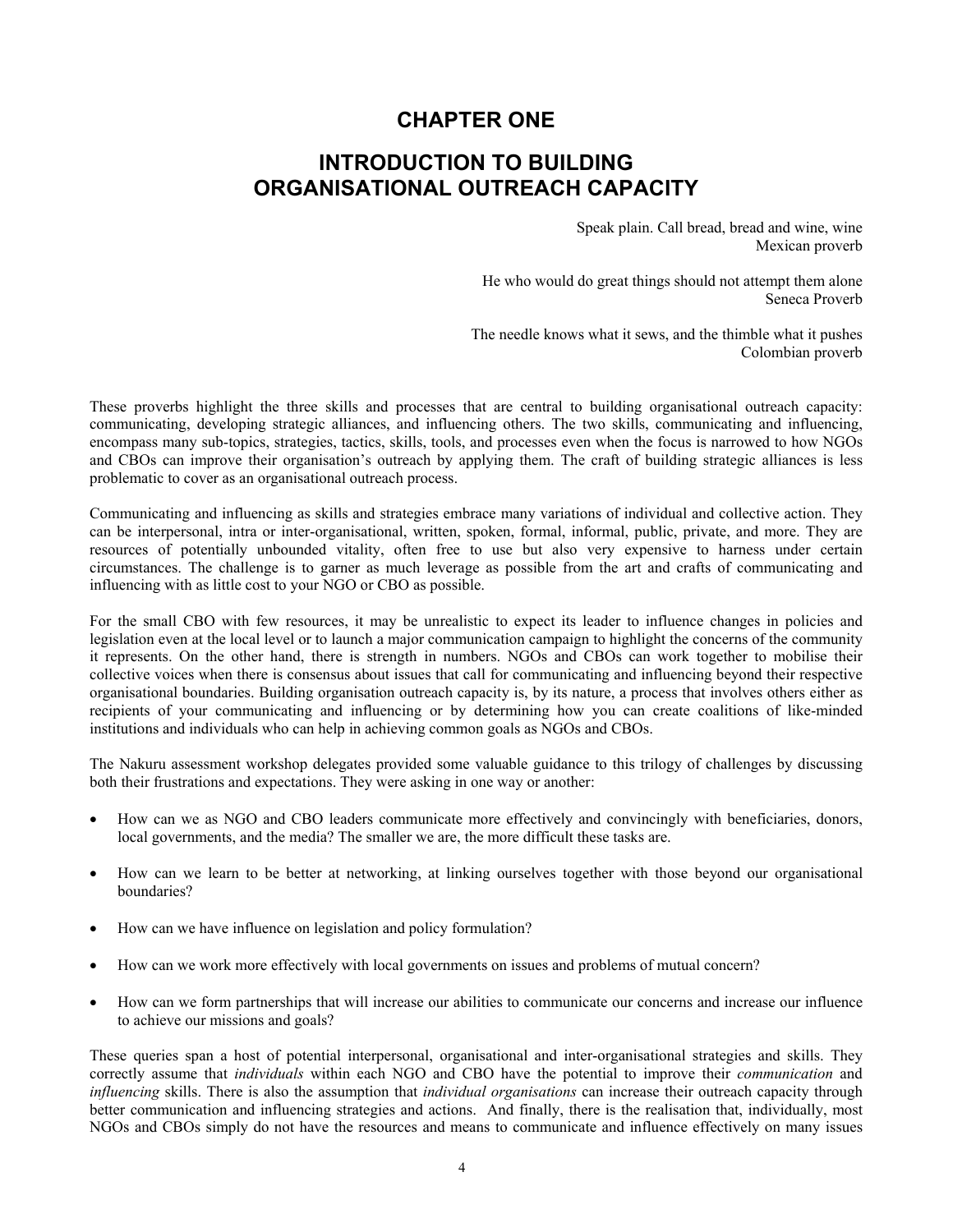# CHAPTER ONE

# INTRODUCTION TO BUILDING ORGANISATIONAL OUTREACH CAPACITY

Speak plain. Call bread, bread and wine, wine
Mexican proverb

He who would do great things should not attempt them alone
Seneca Proverb

The needle knows what it sews, and the thimble what it pushes
Colombian proverb

These proverbs highlight the three skills and processes that are central to building organisational outreach capacity: communicating, developing strategic alliances, and influencing others. The two skills, communicating and influencing, encompass many sub-topics, strategies, tactics, skills, tools, and processes even when the focus is narrowed to how NGOs and CBOs can improve their organisation's outreach by applying them. The craft of building strategic alliances is less problematic to cover as an organisational outreach process.

Communicating and influencing as skills and strategies embrace many variations of individual and collective action. They can be interpersonal, intra or inter-organisational, written, spoken, formal, informal, public, private, and more. They are resources of potentially unbounded vitality, often free to use but also very expensive to harness under certain circumstances. The challenge is to garner as much leverage as possible from the art and crafts of communicating and influencing with as little cost to your NGO or CBO as possible.

For the small CBO with few resources, it may be unrealistic to expect its leader to influence changes in policies and legislation even at the local level or to launch a major communication campaign to highlight the concerns of the community it represents. On the other hand, there is strength in numbers. NGOs and CBOs can work together to mobilise their collective voices when there is consensus about issues that call for communicating and influencing beyond their respective organisational boundaries. Building organisation outreach capacity is, by its nature, a process that involves others either as recipients of your communicating and influencing or by determining how you can create coalitions of like-minded institutions and individuals who can help in achieving common goals as NGOs and CBOs.

The Nakuru assessment workshop delegates provided some valuable guidance to this trilogy of challenges by discussing both their frustrations and expectations. They were asking in one way or another:

- How can we as NGO and CBO leaders communicate more effectively and convincingly with beneficiaries, donors, local governments, and the media? The smaller we are, the more difficult these tasks are.
- How can we learn to be better at networking, at linking ourselves together with those beyond our organisational boundaries?
- How can we have influence on legislation and policy formulation?
- How can we work more effectively with local governments on issues and problems of mutual concern?
- How can we form partnerships that will increase our abilities to communicate our concerns and increase our influence to achieve our missions and goals?

These queries span a host of potential interpersonal, organisational and inter-organisational strategies and skills. They correctly assume that *individuals* within each NGO and CBO have the potential to improve their *communication* and *influencing* skills. There is also the assumption that *individual organisations* can increase their outreach capacity through better communication and influencing strategies and actions. And finally, there is the realisation that, individually, most NGOs and CBOs simply do not have the resources and means to communicate and influence effectively on many issues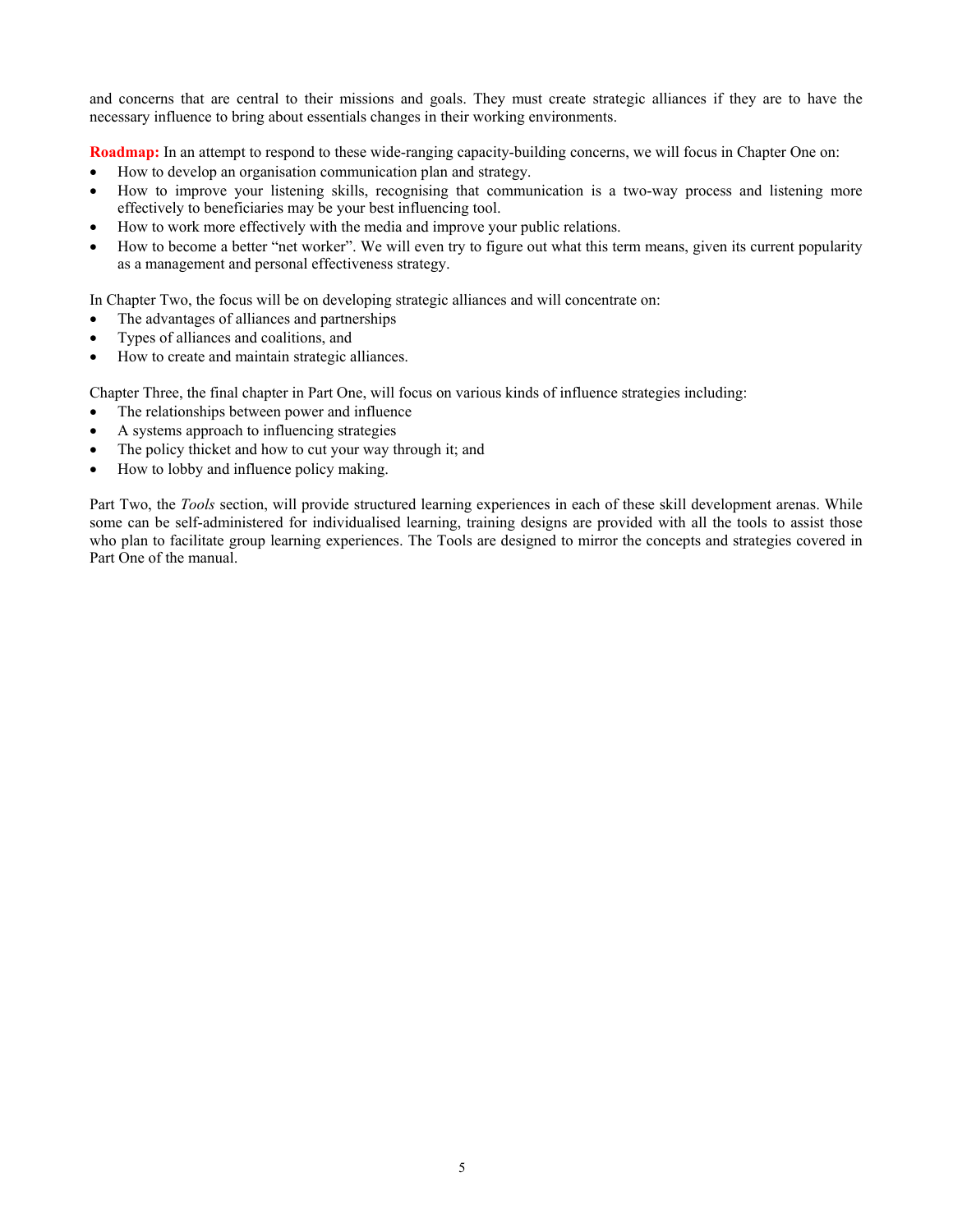and concerns that are central to their missions and goals. They must create strategic alliances if they are to have the necessary influence to bring about essentials changes in their working environments.

**Roadmap:** In an attempt to respond to these wide-ranging capacity-building concerns, we will focus in Chapter One on:

- How to develop an organisation communication plan and strategy.
- How to improve your listening skills, recognising that communication is a two-way process and listening more effectively to beneficiaries may be your best influencing tool.
- How to work more effectively with the media and improve your public relations.
- How to become a better "net worker". We will even try to figure out what this term means, given its current popularity as a management and personal effectiveness strategy.

In Chapter Two, the focus will be on developing strategic alliances and will concentrate on:

- The advantages of alliances and partnerships
- Types of alliances and coalitions, and
- How to create and maintain strategic alliances.

Chapter Three, the final chapter in Part One, will focus on various kinds of influence strategies including:

- The relationships between power and influence
- A systems approach to influencing strategies
- The policy thicket and how to cut your way through it; and
- How to lobby and influence policy making.

Part Two, the *Tools* section, will provide structured learning experiences in each of these skill development arenas. While some can be self-administered for individualised learning, training designs are provided with all the tools to assist those who plan to facilitate group learning experiences. The Tools are designed to mirror the concepts and strategies covered in Part One of the manual.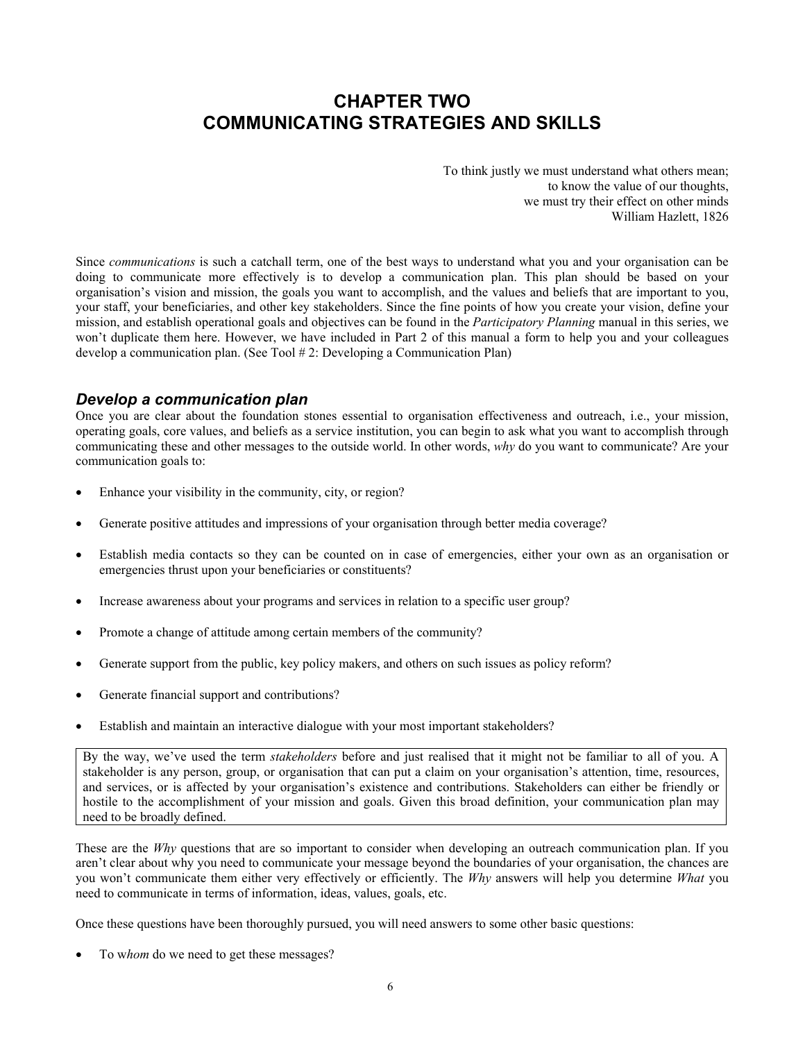# CHAPTER TWO
# COMMUNICATING STRATEGIES AND SKILLS

> To think justly we must understand what others mean;
> to know the value of our thoughts,
> we must try their effect on other minds
> William Hazlett, 1826

Since *communications* is such a catchall term, one of the best ways to understand what you and your organisation can be doing to communicate more effectively is to develop a communication plan. This plan should be based on your organisation's vision and mission, the goals you want to accomplish, and the values and beliefs that are important to you, your staff, your beneficiaries, and other key stakeholders. Since the fine points of how you create your vision, define your mission, and establish operational goals and objectives can be found in the *Participatory Planning* manual in this series, we won't duplicate them here. However, we have included in Part 2 of this manual a form to help you and your colleagues develop a communication plan. (See Tool # 2: Developing a Communication Plan)

## *Develop a communication plan*

Once you are clear about the foundation stones essential to organisation effectiveness and outreach, i.e., your mission, operating goals, core values, and beliefs as a service institution, you can begin to ask what you want to accomplish through communicating these and other messages to the outside world. In other words, *why* do you want to communicate? Are your communication goals to:

- Enhance your visibility in the community, city, or region?
- Generate positive attitudes and impressions of your organisation through better media coverage?
- Establish media contacts so they can be counted on in case of emergencies, either your own as an organisation or emergencies thrust upon your beneficiaries or constituents?
- Increase awareness about your programs and services in relation to a specific user group?
- Promote a change of attitude among certain members of the community?
- Generate support from the public, key policy makers, and others on such issues as policy reform?
- Generate financial support and contributions?
- Establish and maintain an interactive dialogue with your most important stakeholders?

> By the way, we've used the term *stakeholders* before and just realised that it might not be familiar to all of you. A stakeholder is any person, group, or organisation that can put a claim on your organisation's attention, time, resources, and services, or is affected by your organisation's existence and contributions. Stakeholders can either be friendly or hostile to the accomplishment of your mission and goals. Given this broad definition, your communication plan may need to be broadly defined.

These are the *Why* questions that are so important to consider when developing an outreach communication plan. If you aren't clear about why you need to communicate your message beyond the boundaries of your organisation, the chances are you won't communicate them either very effectively or efficiently. The *Why* answers will help you determine *What* you need to communicate in terms of information, ideas, values, goals, etc.

Once these questions have been thoroughly pursued, you will need answers to some other basic questions:

- To w*hom* do we need to get these messages?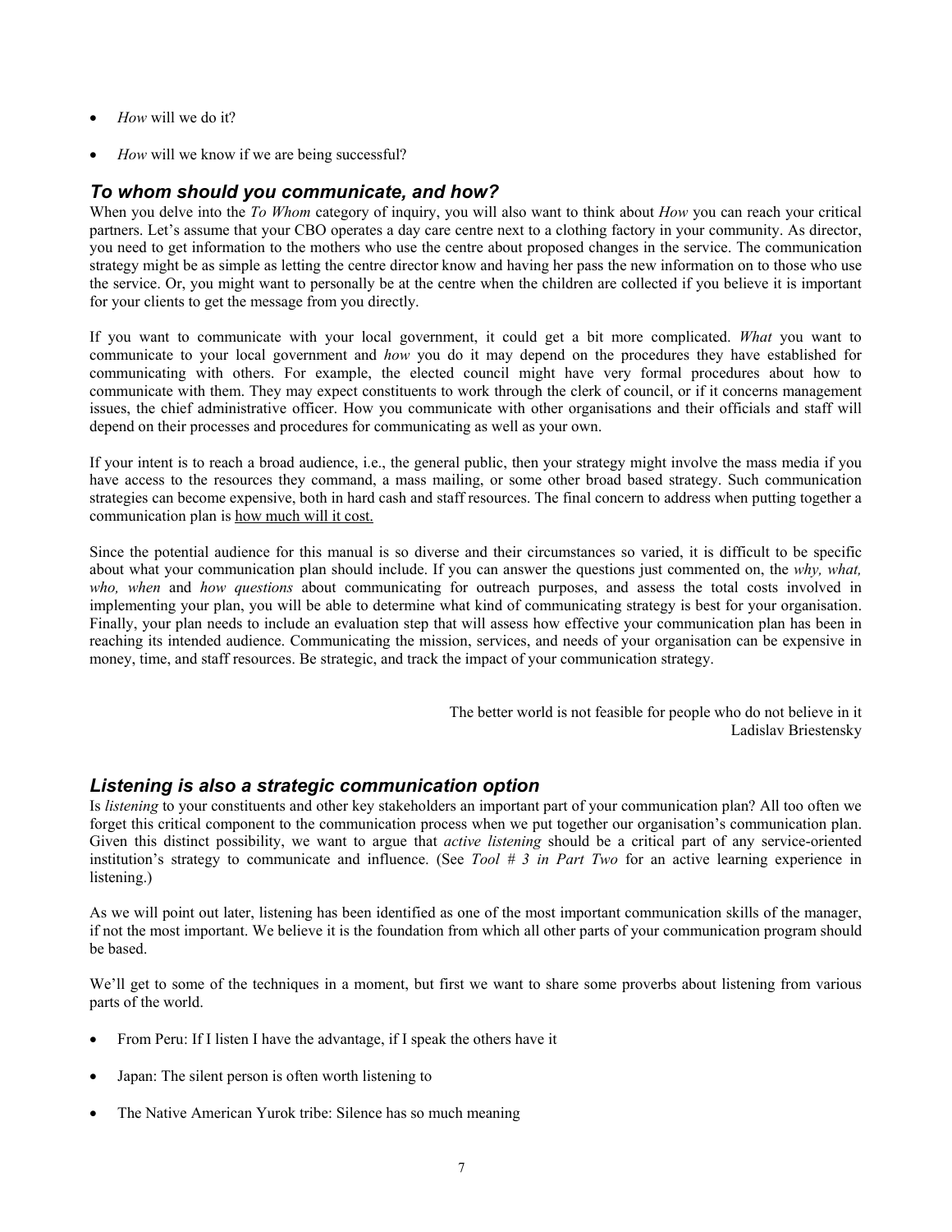- *How* will we do it?

- *How* will we know if we are being successful?

## *To whom should you communicate, and how?*

When you delve into the *To Whom* category of inquiry, you will also want to think about *How* you can reach your critical partners. Let's assume that your CBO operates a day care centre next to a clothing factory in your community. As director, you need to get information to the mothers who use the centre about proposed changes in the service. The communication strategy might be as simple as letting the centre director know and having her pass the new information on to those who use the service. Or, you might want to personally be at the centre when the children are collected if you believe it is important for your clients to get the message from you directly.

If you want to communicate with your local government, it could get a bit more complicated. *What* you want to communicate to your local government and *how* you do it may depend on the procedures they have established for communicating with others. For example, the elected council might have very formal procedures about how to communicate with them. They may expect constituents to work through the clerk of council, or if it concerns management issues, the chief administrative officer. How you communicate with other organisations and their officials and staff will depend on their processes and procedures for communicating as well as your own.

If your intent is to reach a broad audience, i.e., the general public, then your strategy might involve the mass media if you have access to the resources they command, a mass mailing, or some other broad based strategy. Such communication strategies can become expensive, both in hard cash and staff resources. The final concern to address when putting together a communication plan is <u>how much will it cost.</u>

Since the potential audience for this manual is so diverse and their circumstances so varied, it is difficult to be specific about what your communication plan should include. If you can answer the questions just commented on, the *why, what, who, when* and *how questions* about communicating for outreach purposes, and assess the total costs involved in implementing your plan, you will be able to determine what kind of communicating strategy is best for your organisation. Finally, your plan needs to include an evaluation step that will assess how effective your communication plan has been in reaching its intended audience. Communicating the mission, services, and needs of your organisation can be expensive in money, time, and staff resources. Be strategic, and track the impact of your communication strategy.

> The better world is not feasible for people who do not believe in it
> Ladislav Briestensky

## *Listening is also a strategic communication option*

Is *listening* to your constituents and other key stakeholders an important part of your communication plan? All too often we forget this critical component to the communication process when we put together our organisation's communication plan. Given this distinct possibility, we want to argue that *active listening* should be a critical part of any service-oriented institution's strategy to communicate and influence. (See *Tool # 3 in Part Two* for an active learning experience in listening.)

As we will point out later, listening has been identified as one of the most important communication skills of the manager, if not the most important. We believe it is the foundation from which all other parts of your communication program should be based.

We'll get to some of the techniques in a moment, but first we want to share some proverbs about listening from various parts of the world.

- From Peru: If I listen I have the advantage, if I speak the others have it

- Japan: The silent person is often worth listening to

- The Native American Yurok tribe: Silence has so much meaning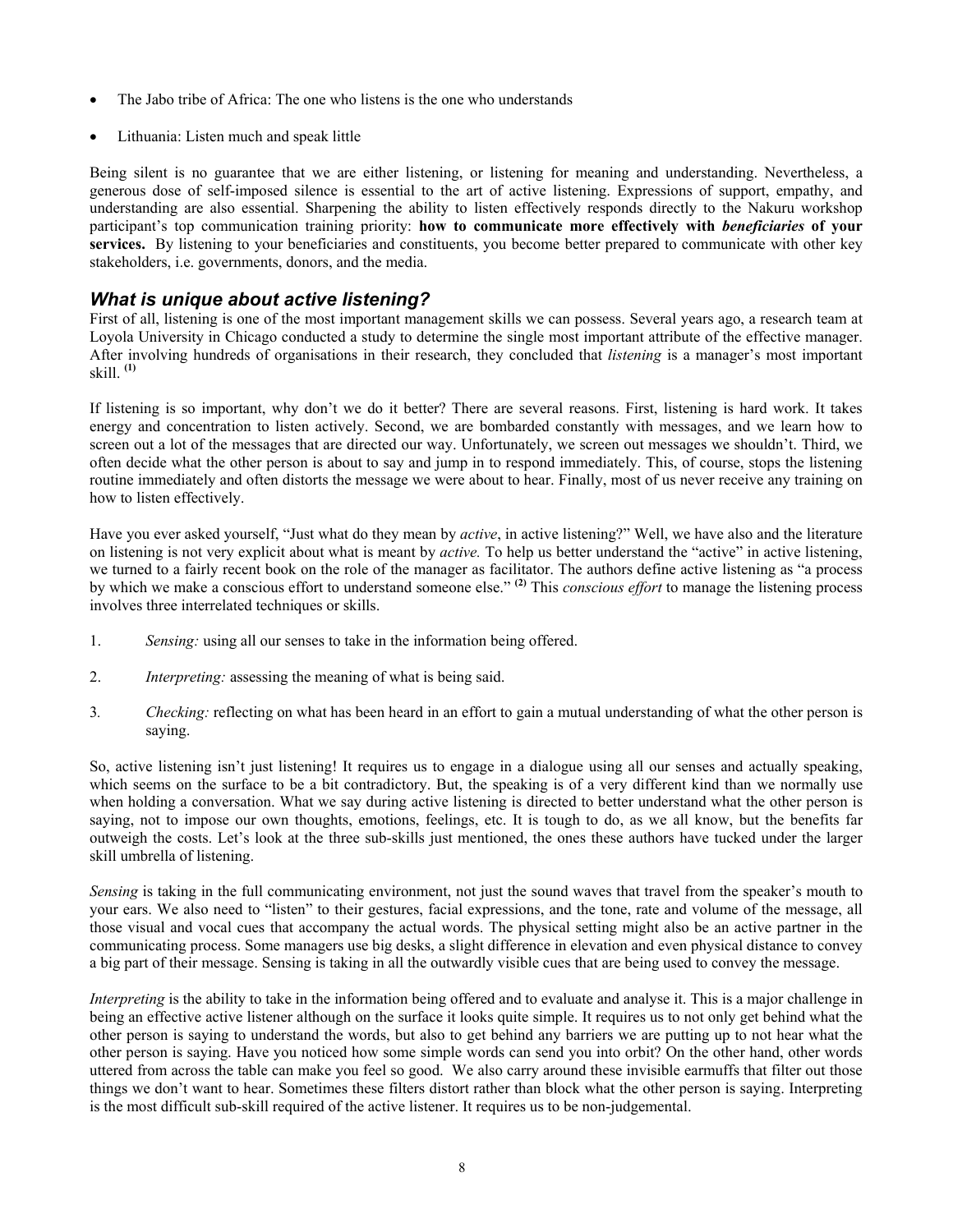- The Jabo tribe of Africa: The one who listens is the one who understands
- Lithuania: Listen much and speak little

Being silent is no guarantee that we are either listening, or listening for meaning and understanding. Nevertheless, a generous dose of self-imposed silence is essential to the art of active listening. Expressions of support, empathy, and understanding are also essential. Sharpening the ability to listen effectively responds directly to the Nakuru workshop participant's top communication training priority: **how to communicate more effectively with *beneficiaries* of your services.** By listening to your beneficiaries and constituents, you become better prepared to communicate with other key stakeholders, i.e. governments, donors, and the media.

## *What is unique about active listening?*

First of all, listening is one of the most important management skills we can possess. Several years ago, a research team at Loyola University in Chicago conducted a study to determine the single most important attribute of the effective manager. After involving hundreds of organisations in their research, they concluded that *listening* is a manager's most important skill. [(1)]

If listening is so important, why don't we do it better? There are several reasons. First, listening is hard work. It takes energy and concentration to listen actively. Second, we are bombarded constantly with messages, and we learn how to screen out a lot of the messages that are directed our way. Unfortunately, we screen out messages we shouldn't. Third, we often decide what the other person is about to say and jump in to respond immediately. This, of course, stops the listening routine immediately and often distorts the message we were about to hear. Finally, most of us never receive any training on how to listen effectively.

Have you ever asked yourself, "Just what do they mean by *active*, in active listening?" Well, we have also and the literature on listening is not very explicit about what is meant by *active.* To help us better understand the "active" in active listening, we turned to a fairly recent book on the role of the manager as facilitator. The authors define active listening as "a process by which we make a conscious effort to understand someone else." [(2)] This *conscious effort* to manage the listening process involves three interrelated techniques or skills.

1. *Sensing:* using all our senses to take in the information being offered.
2. *Interpreting:* assessing the meaning of what is being said.
3. *Checking:* reflecting on what has been heard in an effort to gain a mutual understanding of what the other person is saying.

So, active listening isn't just listening! It requires us to engage in a dialogue using all our senses and actually speaking, which seems on the surface to be a bit contradictory. But, the speaking is of a very different kind than we normally use when holding a conversation. What we say during active listening is directed to better understand what the other person is saying, not to impose our own thoughts, emotions, feelings, etc. It is tough to do, as we all know, but the benefits far outweigh the costs. Let's look at the three sub-skills just mentioned, the ones these authors have tucked under the larger skill umbrella of listening.

*Sensing* is taking in the full communicating environment, not just the sound waves that travel from the speaker's mouth to your ears. We also need to "listen" to their gestures, facial expressions, and the tone, rate and volume of the message, all those visual and vocal cues that accompany the actual words. The physical setting might also be an active partner in the communicating process. Some managers use big desks, a slight difference in elevation and even physical distance to convey a big part of their message. Sensing is taking in all the outwardly visible cues that are being used to convey the message.

*Interpreting* is the ability to take in the information being offered and to evaluate and analyse it. This is a major challenge in being an effective active listener although on the surface it looks quite simple. It requires us to not only get behind what the other person is saying to understand the words, but also to get behind any barriers we are putting up to not hear what the other person is saying. Have you noticed how some simple words can send you into orbit? On the other hand, other words uttered from across the table can make you feel so good. We also carry around these invisible earmuffs that filter out those things we don't want to hear. Sometimes these filters distort rather than block what the other person is saying. Interpreting is the most difficult sub-skill required of the active listener. It requires us to be non-judgemental.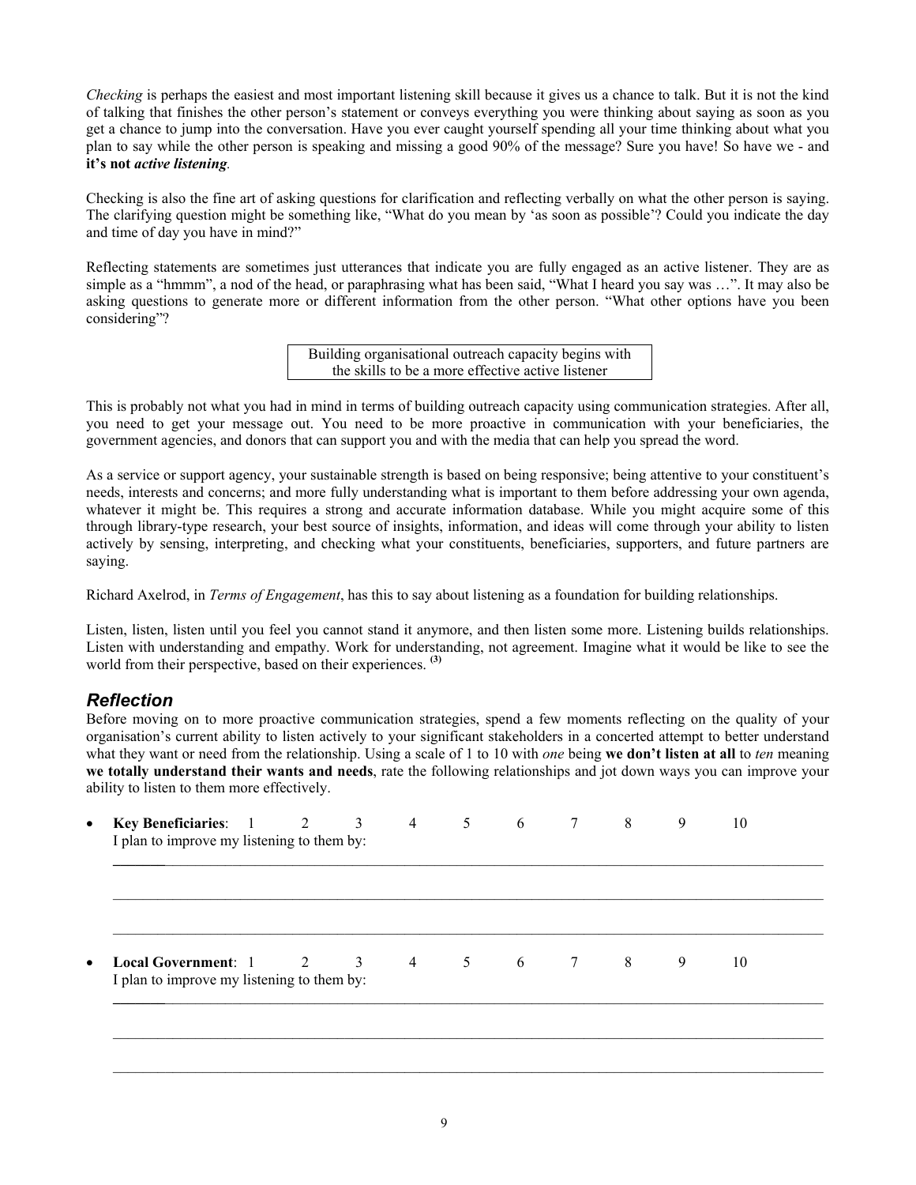*Checking* is perhaps the easiest and most important listening skill because it gives us a chance to talk. But it is not the kind of talking that finishes the other person's statement or conveys everything you were thinking about saying as soon as you get a chance to jump into the conversation. Have you ever caught yourself spending all your time thinking about what you plan to say while the other person is speaking and missing a good 90% of the message? Sure you have! So have we - and **it's not *active listening*.**

Checking is also the fine art of asking questions for clarification and reflecting verbally on what the other person is saying. The clarifying question might be something like, "What do you mean by 'as soon as possible'? Could you indicate the day and time of day you have in mind?"

Reflecting statements are sometimes just utterances that indicate you are fully engaged as an active listener. They are as simple as a "hmmm", a nod of the head, or paraphrasing what has been said, "What I heard you say was …". It may also be asking questions to generate more or different information from the other person. "What other options have you been considering"?

> Building organisational outreach capacity begins with the skills to be a more effective active listener

This is probably not what you had in mind in terms of building outreach capacity using communication strategies. After all, you need to get your message out. You need to be more proactive in communication with your beneficiaries, the government agencies, and donors that can support you and with the media that can help you spread the word.

As a service or support agency, your sustainable strength is based on being responsive; being attentive to your constituent's needs, interests and concerns; and more fully understanding what is important to them before addressing your own agenda, whatever it might be. This requires a strong and accurate information database. While you might acquire some of this through library-type research, your best source of insights, information, and ideas will come through your ability to listen actively by sensing, interpreting, and checking what your constituents, beneficiaries, supporters, and future partners are saying.

Richard Axelrod, in *Terms of Engagement*, has this to say about listening as a foundation for building relationships.

Listen, listen, listen until you feel you cannot stand it anymore, and then listen some more. Listening builds relationships. Listen with understanding and empathy. Work for understanding, not agreement. Imagine what it would be like to see the world from their perspective, based on their experiences. [(3)]

## *Reflection*

Before moving on to more proactive communication strategies, spend a few moments reflecting on the quality of your organisation's current ability to listen actively to your significant stakeholders in a concerted attempt to better understand what they want or need from the relationship. Using a scale of 1 to 10 with *one* being **we don't listen at all** to *ten* meaning **we totally understand their wants and needs**, rate the following relationships and jot down ways you can improve your ability to listen to them more effectively.

- **Key Beneficiaries**: 1 2 3 4 5 6 7 8 9 10
  I plan to improve my listening to them by:
  ____________________________________________________________________________________
  ____________________________________________________________________________________
  ____________________________________________________________________________________

- **Local Government**: 1 2 3 4 5 6 7 8 9 10
  I plan to improve my listening to them by:
  ____________________________________________________________________________________
  ____________________________________________________________________________________
  ____________________________________________________________________________________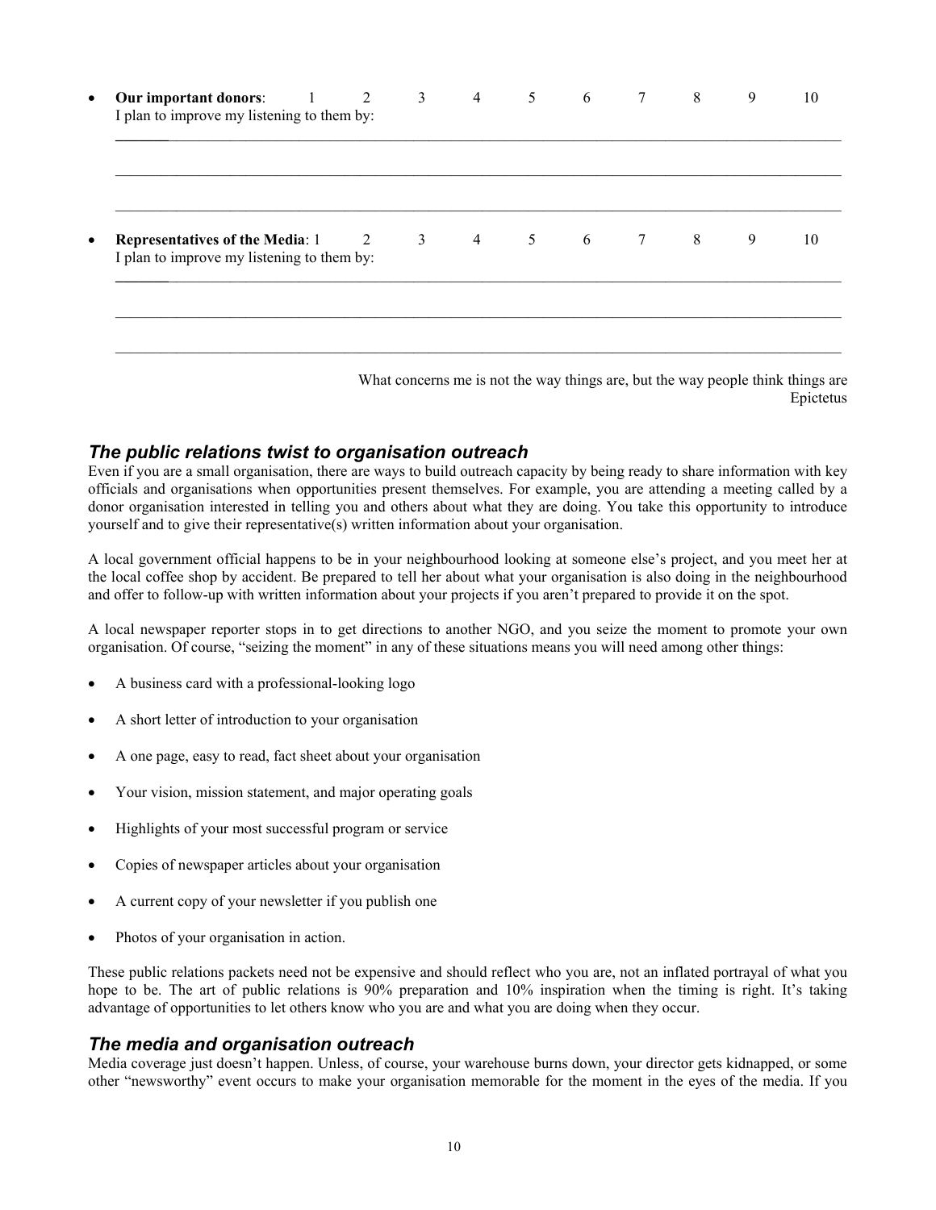- **Our important donors**: 1 2 3 4 5 6 7 8 9 10
  I plan to improve my listening to them by:

  ____________________________________________________________________________________________

  ____________________________________________________________________________________________

  ____________________________________________________________________________________________

- **Representatives of the Media**: 1 2 3 4 5 6 7 8 9 10
  I plan to improve my listening to them by:

  ____________________________________________________________________________________________

  ____________________________________________________________________________________________

  ____________________________________________________________________________________________

> What concerns me is not the way things are, but the way people think things are
> Epictetus

### *The public relations twist to organisation outreach*

Even if you are a small organisation, there are ways to build outreach capacity by being ready to share information with key officials and organisations when opportunities present themselves. For example, you are attending a meeting called by a donor organisation interested in telling you and others about what they are doing. You take this opportunity to introduce yourself and to give their representative(s) written information about your organisation.

A local government official happens to be in your neighbourhood looking at someone else's project, and you meet her at the local coffee shop by accident. Be prepared to tell her about what your organisation is also doing in the neighbourhood and offer to follow-up with written information about your projects if you aren't prepared to provide it on the spot.

A local newspaper reporter stops in to get directions to another NGO, and you seize the moment to promote your own organisation. Of course, "seizing the moment" in any of these situations means you will need among other things:

- A business card with a professional-looking logo
- A short letter of introduction to your organisation
- A one page, easy to read, fact sheet about your organisation
- Your vision, mission statement, and major operating goals
- Highlights of your most successful program or service
- Copies of newspaper articles about your organisation
- A current copy of your newsletter if you publish one
- Photos of your organisation in action.

These public relations packets need not be expensive and should reflect who you are, not an inflated portrayal of what you hope to be. The art of public relations is 90% preparation and 10% inspiration when the timing is right. It's taking advantage of opportunities to let others know who you are and what you are doing when they occur.

### *The media and organisation outreach*

Media coverage just doesn't happen. Unless, of course, your warehouse burns down, your director gets kidnapped, or some other "newsworthy" event occurs to make your organisation memorable for the moment in the eyes of the media. If you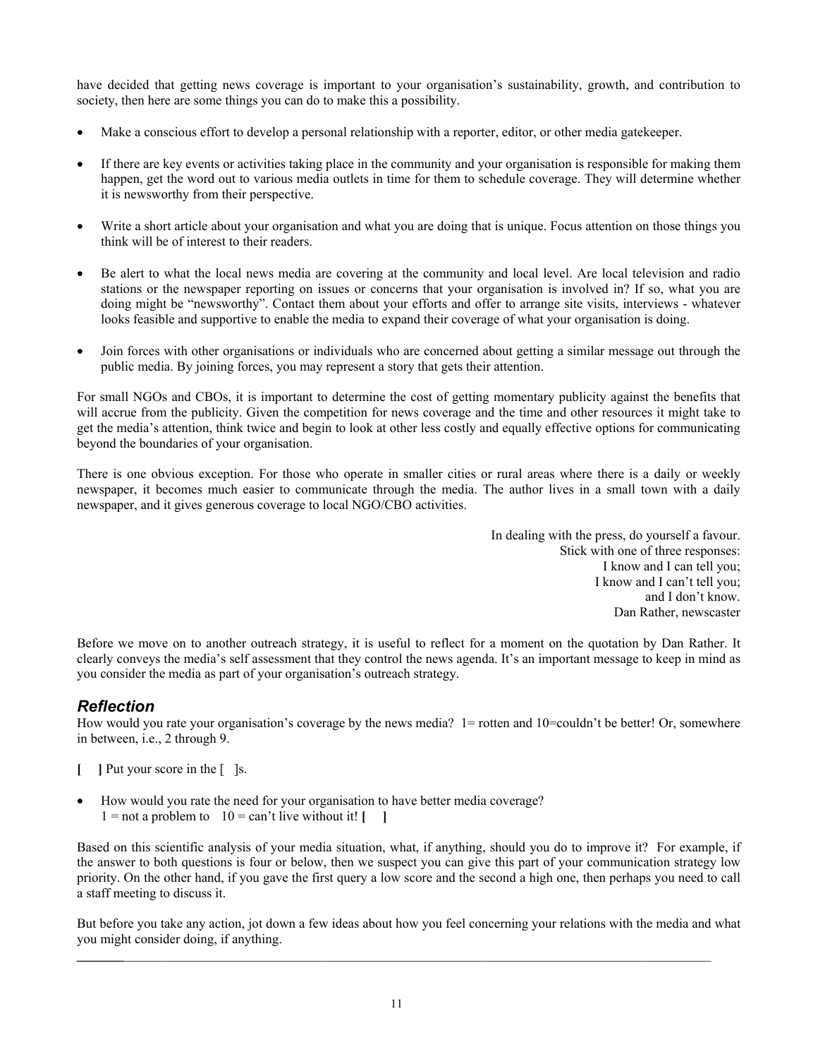have decided that getting news coverage is important to your organisation's sustainability, growth, and contribution to society, then here are some things you can do to make this a possibility.

- Make a conscious effort to develop a personal relationship with a reporter, editor, or other media gatekeeper.
- If there are key events or activities taking place in the community and your organisation is responsible for making them happen, get the word out to various media outlets in time for them to schedule coverage. They will determine whether it is newsworthy from their perspective.
- Write a short article about your organisation and what you are doing that is unique. Focus attention on those things you think will be of interest to their readers.
- Be alert to what the local news media are covering at the community and local level. Are local television and radio stations or the newspaper reporting on issues or concerns that your organisation is involved in? If so, what you are doing might be "newsworthy". Contact them about your efforts and offer to arrange site visits, interviews - whatever looks feasible and supportive to enable the media to expand their coverage of what your organisation is doing.
- Join forces with other organisations or individuals who are concerned about getting a similar message out through the public media. By joining forces, you may represent a story that gets their attention.

For small NGOs and CBOs, it is important to determine the cost of getting momentary publicity against the benefits that will accrue from the publicity. Given the competition for news coverage and the time and other resources it might take to get the media's attention, think twice and begin to look at other less costly and equally effective options for communicating beyond the boundaries of your organisation.

There is one obvious exception. For those who operate in smaller cities or rural areas where there is a daily or weekly newspaper, it becomes much easier to communicate through the media. The author lives in a small town with a daily newspaper, and it gives generous coverage to local NGO/CBO activities.

> In dealing with the press, do yourself a favour.
> Stick with one of three responses:
> I know and I can tell you;
> I know and I can't tell you;
> and I don't know.
> Dan Rather, newscaster

Before we move on to another outreach strategy, it is useful to reflect for a moment on the quotation by Dan Rather. It clearly conveys the media's self assessment that they control the news agenda. It's an important message to keep in mind as you consider the media as part of your organisation's outreach strategy.

## *Reflection*

How would you rate your organisation's coverage by the news media? 1= rotten and 10=couldn't be better! Or, somewhere in between, i.e., 2 through 9.

**[ ]** Put your score in the [ ]s.

- How would you rate the need for your organisation to have better media coverage?
  1 = not a problem to 10 = can't live without it! **[ ]**

Based on this scientific analysis of your media situation, what, if anything, should you do to improve it? For example, if the answer to both questions is four or below, then we suspect you can give this part of your communication strategy low priority. On the other hand, if you gave the first query a low score and the second a high one, then perhaps you need to call a staff meeting to discuss it.

But before you take any action, jot down a few ideas about how you feel concerning your relations with the media and what you might consider doing, if anything.

\_\_\_\_\_\_\_\_\_\_\_\_\_\_\_\_\_\_\_\_\_\_\_\_\_\_\_\_\_\_\_\_\_\_\_\_\_\_\_\_\_\_\_\_\_\_\_\_\_\_\_\_\_\_\_\_\_\_\_\_\_\_\_\_\_\_\_\_\_\_\_\_\_\_\_\_\_\_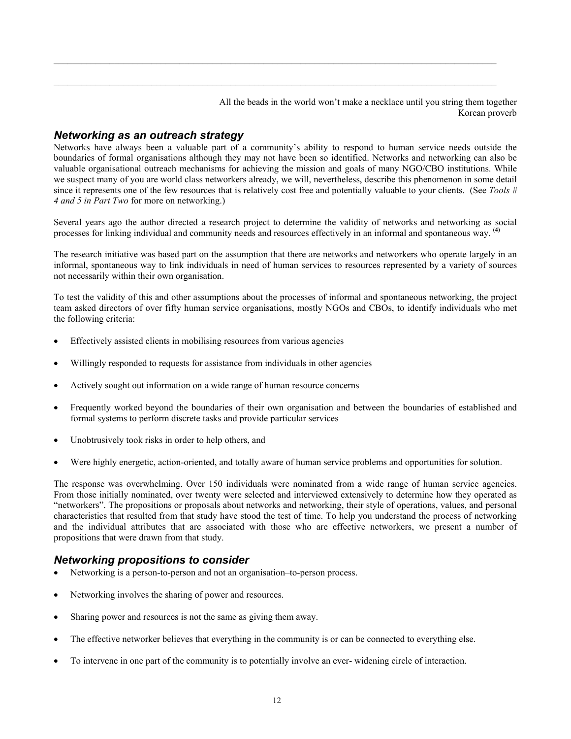All the beads in the world won't make a necklace until you string them together
Korean proverb

## *Networking as an outreach strategy*

Networks have always been a valuable part of a community's ability to respond to human service needs outside the boundaries of formal organisations although they may not have been so identified. Networks and networking can also be valuable organisational outreach mechanisms for achieving the mission and goals of many NGO/CBO institutions. While we suspect many of you are world class networkers already, we will, nevertheless, describe this phenomenon in some detail since it represents one of the few resources that is relatively cost free and potentially valuable to your clients. (See *Tools # 4 and 5 in Part Two* for more on networking.)

Several years ago the author directed a research project to determine the validity of networks and networking as social processes for linking individual and community needs and resources effectively in an informal and spontaneous way. [(4)]

The research initiative was based part on the assumption that there are networks and networkers who operate largely in an informal, spontaneous way to link individuals in need of human services to resources represented by a variety of sources not necessarily within their own organisation.

To test the validity of this and other assumptions about the processes of informal and spontaneous networking, the project team asked directors of over fifty human service organisations, mostly NGOs and CBOs, to identify individuals who met the following criteria:

- Effectively assisted clients in mobilising resources from various agencies
- Willingly responded to requests for assistance from individuals in other agencies
- Actively sought out information on a wide range of human resource concerns
- Frequently worked beyond the boundaries of their own organisation and between the boundaries of established and formal systems to perform discrete tasks and provide particular services
- Unobtrusively took risks in order to help others, and
- Were highly energetic, action-oriented, and totally aware of human service problems and opportunities for solution.

The response was overwhelming. Over 150 individuals were nominated from a wide range of human service agencies. From those initially nominated, over twenty were selected and interviewed extensively to determine how they operated as "networkers". The propositions or proposals about networks and networking, their style of operations, values, and personal characteristics that resulted from that study have stood the test of time. To help you understand the process of networking and the individual attributes that are associated with those who are effective networkers, we present a number of propositions that were drawn from that study.

## *Networking propositions to consider*

- Networking is a person-to-person and not an organisation–to-person process.
- Networking involves the sharing of power and resources.
- Sharing power and resources is not the same as giving them away.
- The effective networker believes that everything in the community is or can be connected to everything else.
- To intervene in one part of the community is to potentially involve an ever- widening circle of interaction.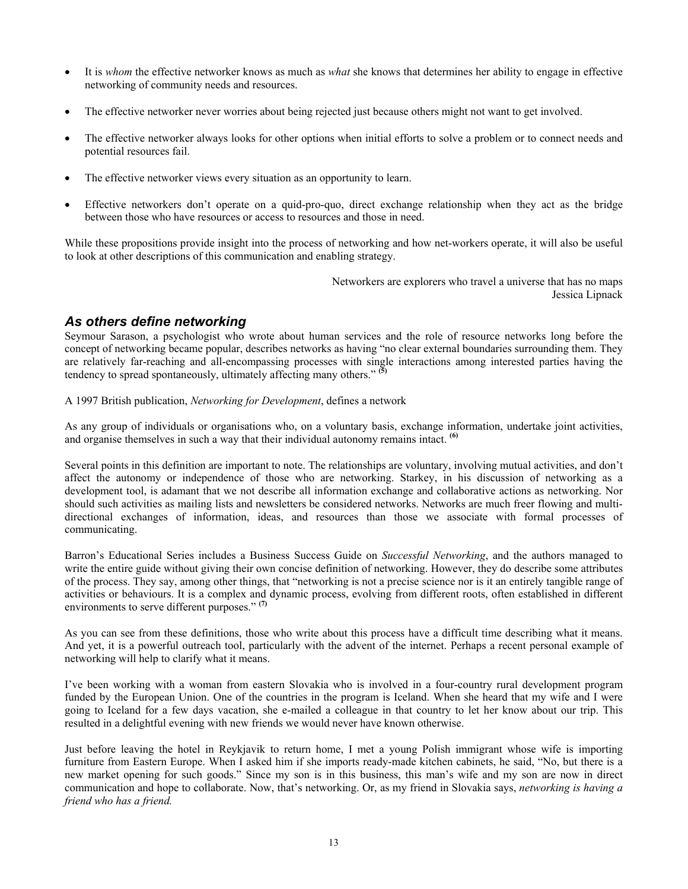- It is *whom* the effective networker knows as much as *what* she knows that determines her ability to engage in effective networking of community needs and resources.

- The effective networker never worries about being rejected just because others might not want to get involved.

- The effective networker always looks for other options when initial efforts to solve a problem or to connect needs and potential resources fail.

- The effective networker views every situation as an opportunity to learn.

- Effective networkers don't operate on a quid-pro-quo, direct exchange relationship when they act as the bridge between those who have resources or access to resources and those in need.

While these propositions provide insight into the process of networking and how net-workers operate, it will also be useful to look at other descriptions of this communication and enabling strategy.

> Networkers are explorers who travel a universe that has no maps
> Jessica Lipnack

## *As others define networking*

Seymour Sarason, a psychologist who wrote about human services and the role of resource networks long before the concept of networking became popular, describes networks as having "no clear external boundaries surrounding them. They are relatively far-reaching and all-encompassing processes with single interactions among interested parties having the tendency to spread spontaneously, ultimately affecting many others." [5]

A 1997 British publication, *Networking for Development*, defines a network

As any group of individuals or organisations who, on a voluntary basis, exchange information, undertake joint activities, and organise themselves in such a way that their individual autonomy remains intact. [6]

Several points in this definition are important to note. The relationships are voluntary, involving mutual activities, and don't affect the autonomy or independence of those who are networking. Starkey, in his discussion of networking as a development tool, is adamant that we not describe all information exchange and collaborative actions as networking. Nor should such activities as mailing lists and newsletters be considered networks. Networks are much freer flowing and multi-directional exchanges of information, ideas, and resources than those we associate with formal processes of communicating.

Barron's Educational Series includes a Business Success Guide on *Successful Networking*, and the authors managed to write the entire guide without giving their own concise definition of networking. However, they do describe some attributes of the process. They say, among other things, that "networking is not a precise science nor is it an entirely tangible range of activities or behaviours. It is a complex and dynamic process, evolving from different roots, often established in different environments to serve different purposes." [7]

As you can see from these definitions, those who write about this process have a difficult time describing what it means. And yet, it is a powerful outreach tool, particularly with the advent of the internet. Perhaps a recent personal example of networking will help to clarify what it means.

I've been working with a woman from eastern Slovakia who is involved in a four-country rural development program funded by the European Union. One of the countries in the program is Iceland. When she heard that my wife and I were going to Iceland for a few days vacation, she e-mailed a colleague in that country to let her know about our trip. This resulted in a delightful evening with new friends we would never have known otherwise.

Just before leaving the hotel in Reykjavik to return home, I met a young Polish immigrant whose wife is importing furniture from Eastern Europe. When I asked him if she imports ready-made kitchen cabinets, he said, "No, but there is a new market opening for such goods." Since my son is in this business, this man's wife and my son are now in direct communication and hope to collaborate. Now, that's networking. Or, as my friend in Slovakia says, *networking is having a friend who has a friend.*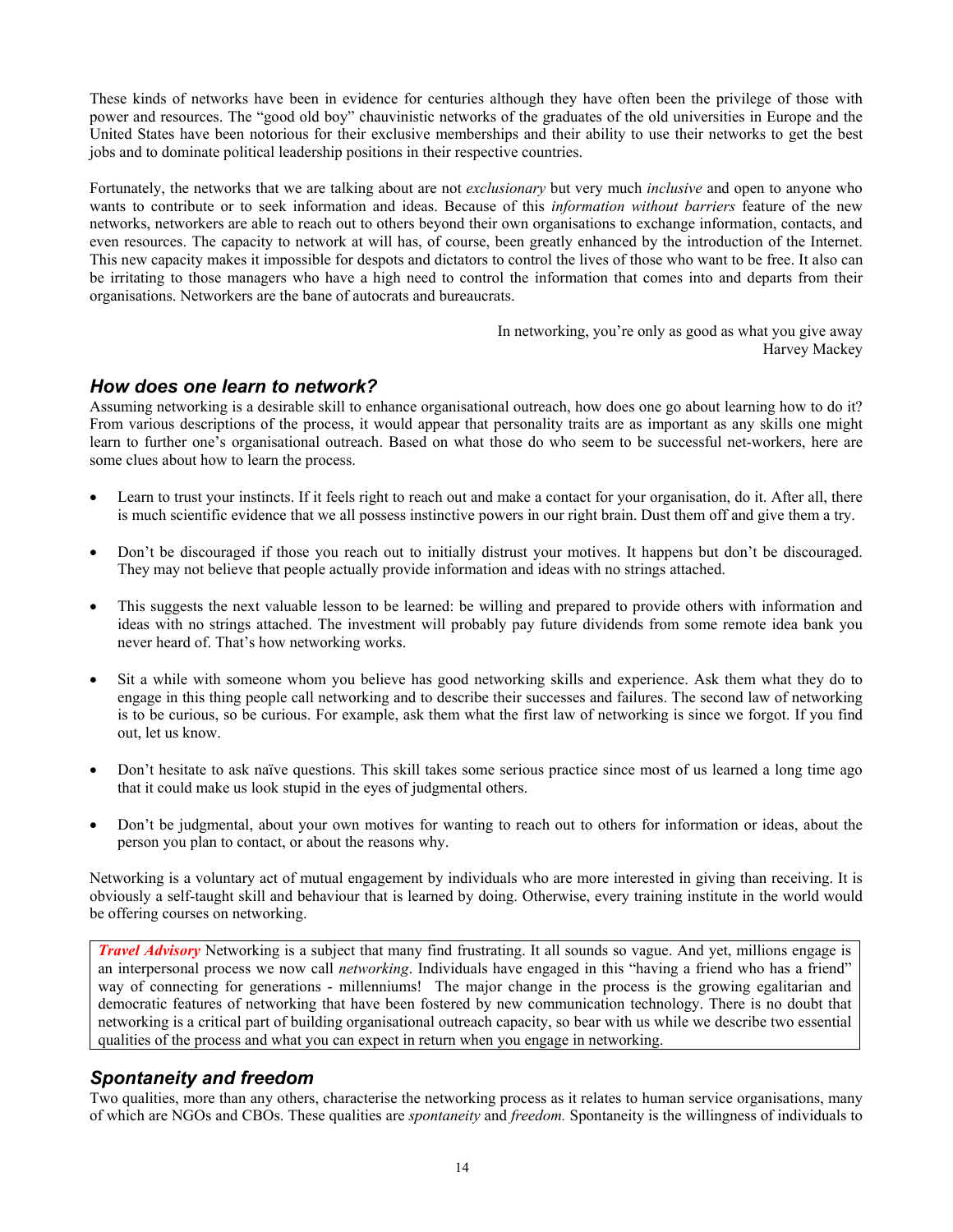These kinds of networks have been in evidence for centuries although they have often been the privilege of those with power and resources. The "good old boy" chauvinistic networks of the graduates of the old universities in Europe and the United States have been notorious for their exclusive memberships and their ability to use their networks to get the best jobs and to dominate political leadership positions in their respective countries.

Fortunately, the networks that we are talking about are not *exclusionary* but very much *inclusive* and open to anyone who wants to contribute or to seek information and ideas. Because of this *information without barriers* feature of the new networks, networkers are able to reach out to others beyond their own organisations to exchange information, contacts, and even resources. The capacity to network at will has, of course, been greatly enhanced by the introduction of the Internet. This new capacity makes it impossible for despots and dictators to control the lives of those who want to be free. It also can be irritating to those managers who have a high need to control the information that comes into and departs from their organisations. Networkers are the bane of autocrats and bureaucrats.

> In networking, you're only as good as what you give away
> Harvey Mackey

### *How does one learn to network?*

Assuming networking is a desirable skill to enhance organisational outreach, how does one go about learning how to do it? From various descriptions of the process, it would appear that personality traits are as important as any skills one might learn to further one's organisational outreach. Based on what those do who seem to be successful net-workers, here are some clues about how to learn the process.

- Learn to trust your instincts. If it feels right to reach out and make a contact for your organisation, do it. After all, there is much scientific evidence that we all possess instinctive powers in our right brain. Dust them off and give them a try.
- Don't be discouraged if those you reach out to initially distrust your motives. It happens but don't be discouraged. They may not believe that people actually provide information and ideas with no strings attached.
- This suggests the next valuable lesson to be learned: be willing and prepared to provide others with information and ideas with no strings attached. The investment will probably pay future dividends from some remote idea bank you never heard of. That's how networking works.
- Sit a while with someone whom you believe has good networking skills and experience. Ask them what they do to engage in this thing people call networking and to describe their successes and failures. The second law of networking is to be curious, so be curious. For example, ask them what the first law of networking is since we forgot. If you find out, let us know.
- Don't hesitate to ask naïve questions. This skill takes some serious practice since most of us learned a long time ago that it could make us look stupid in the eyes of judgmental others.
- Don't be judgmental, about your own motives for wanting to reach out to others for information or ideas, about the person you plan to contact, or about the reasons why.

Networking is a voluntary act of mutual engagement by individuals who are more interested in giving than receiving. It is obviously a self-taught skill and behaviour that is learned by doing. Otherwise, every training institute in the world would be offering courses on networking.

> ***Travel Advisory*** Networking is a subject that many find frustrating. It all sounds so vague. And yet, millions engage is an interpersonal process we now call *networking*. Individuals have engaged in this "having a friend who has a friend" way of connecting for generations - millenniums! The major change in the process is the growing egalitarian and democratic features of networking that have been fostered by new communication technology. There is no doubt that networking is a critical part of building organisational outreach capacity, so bear with us while we describe two essential qualities of the process and what you can expect in return when you engage in networking.

### *Spontaneity and freedom*

Two qualities, more than any others, characterise the networking process as it relates to human service organisations, many of which are NGOs and CBOs. These qualities are *spontaneity* and *freedom.* Spontaneity is the willingness of individuals to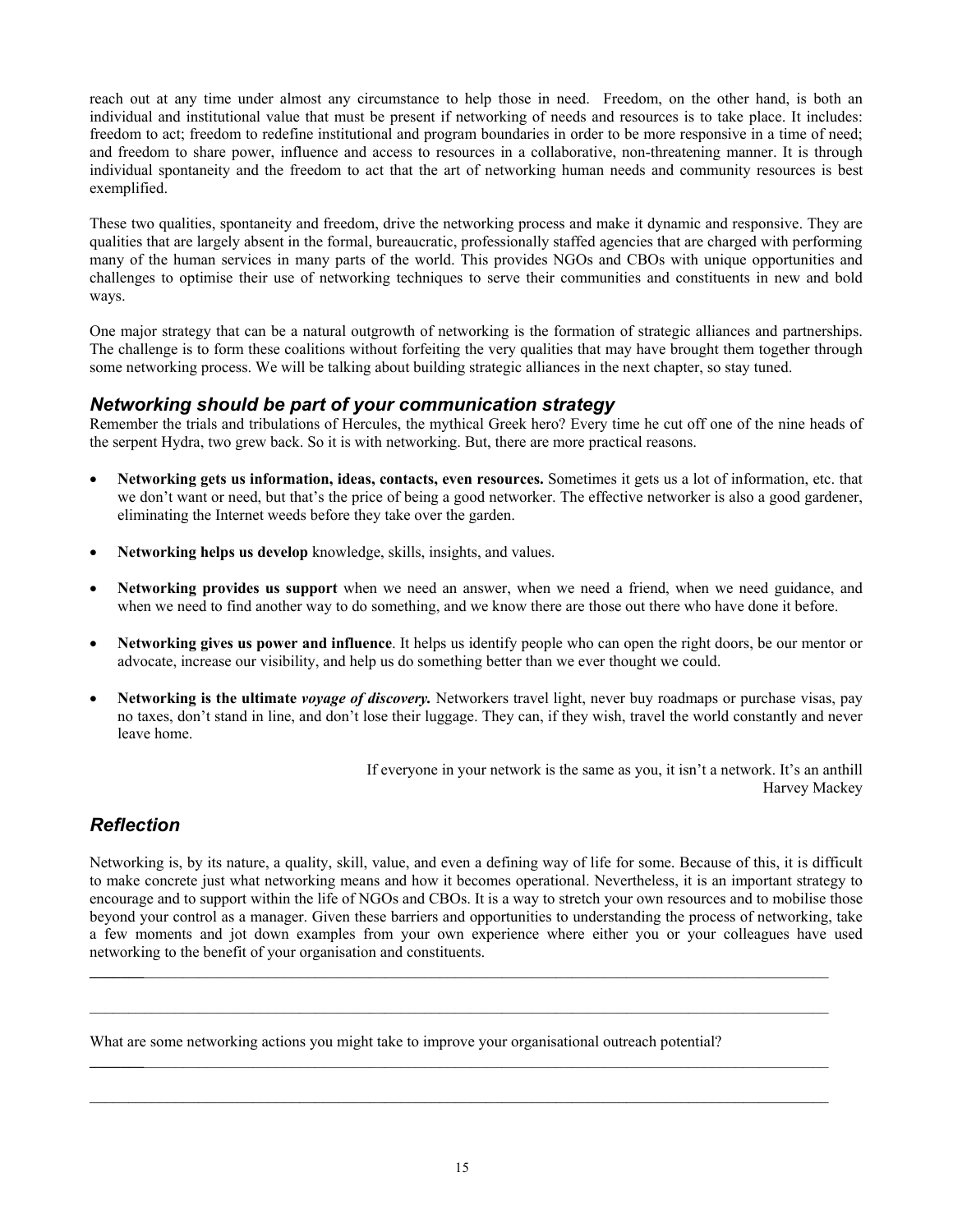reach out at any time under almost any circumstance to help those in need. Freedom, on the other hand, is both an individual and institutional value that must be present if networking of needs and resources is to take place. It includes: freedom to act; freedom to redefine institutional and program boundaries in order to be more responsive in a time of need; and freedom to share power, influence and access to resources in a collaborative, non-threatening manner. It is through individual spontaneity and the freedom to act that the art of networking human needs and community resources is best exemplified.

These two qualities, spontaneity and freedom, drive the networking process and make it dynamic and responsive. They are qualities that are largely absent in the formal, bureaucratic, professionally staffed agencies that are charged with performing many of the human services in many parts of the world. This provides NGOs and CBOs with unique opportunities and challenges to optimise their use of networking techniques to serve their communities and constituents in new and bold ways.

One major strategy that can be a natural outgrowth of networking is the formation of strategic alliances and partnerships. The challenge is to form these coalitions without forfeiting the very qualities that may have brought them together through some networking process. We will be talking about building strategic alliances in the next chapter, so stay tuned.

## *Networking should be part of your communication strategy*

Remember the trials and tribulations of Hercules, the mythical Greek hero? Every time he cut off one of the nine heads of the serpent Hydra, two grew back. So it is with networking. But, there are more practical reasons.

- **Networking gets us information, ideas, contacts, even resources.** Sometimes it gets us a lot of information, etc. that we don't want or need, but that's the price of being a good networker. The effective networker is also a good gardener, eliminating the Internet weeds before they take over the garden.
- **Networking helps us develop** knowledge, skills, insights, and values.
- **Networking provides us support** when we need an answer, when we need a friend, when we need guidance, and when we need to find another way to do something, and we know there are those out there who have done it before.
- **Networking gives us power and influence**. It helps us identify people who can open the right doors, be our mentor or advocate, increase our visibility, and help us do something better than we ever thought we could.
- **Networking is the ultimate *voyage of discovery.*** Networkers travel light, never buy roadmaps or purchase visas, pay no taxes, don't stand in line, and don't lose their luggage. They can, if they wish, travel the world constantly and never leave home.

> If everyone in your network is the same as you, it isn't a network. It's an anthill
> Harvey Mackey

## *Reflection*

Networking is, by its nature, a quality, skill, value, and even a defining way of life for some. Because of this, it is difficult to make concrete just what networking means and how it becomes operational. Nevertheless, it is an important strategy to encourage and to support within the life of NGOs and CBOs. It is a way to stretch your own resources and to mobilise those beyond your control as a manager. Given these barriers and opportunities to understanding the process of networking, take a few moments and jot down examples from your own experience where either you or your colleagues have used networking to the benefit of your organisation and constituents.

\_\_\_\_\_\_\_\_\_\_\_\_\_\_\_\_\_\_\_\_\_\_\_\_\_\_\_\_\_\_\_\_\_\_\_\_\_\_\_\_\_\_\_\_\_\_\_\_\_\_\_\_\_\_\_\_\_\_\_\_\_\_\_\_\_\_\_\_\_\_\_\_

\_\_\_\_\_\_\_\_\_\_\_\_\_\_\_\_\_\_\_\_\_\_\_\_\_\_\_\_\_\_\_\_\_\_\_\_\_\_\_\_\_\_\_\_\_\_\_\_\_\_\_\_\_\_\_\_\_\_\_\_\_\_\_\_\_\_\_\_\_\_\_\_

What are some networking actions you might take to improve your organisational outreach potential?

\_\_\_\_\_\_\_\_\_\_\_\_\_\_\_\_\_\_\_\_\_\_\_\_\_\_\_\_\_\_\_\_\_\_\_\_\_\_\_\_\_\_\_\_\_\_\_\_\_\_\_\_\_\_\_\_\_\_\_\_\_\_\_\_\_\_\_\_\_\_\_\_

\_\_\_\_\_\_\_\_\_\_\_\_\_\_\_\_\_\_\_\_\_\_\_\_\_\_\_\_\_\_\_\_\_\_\_\_\_\_\_\_\_\_\_\_\_\_\_\_\_\_\_\_\_\_\_\_\_\_\_\_\_\_\_\_\_\_\_\_\_\_\_\_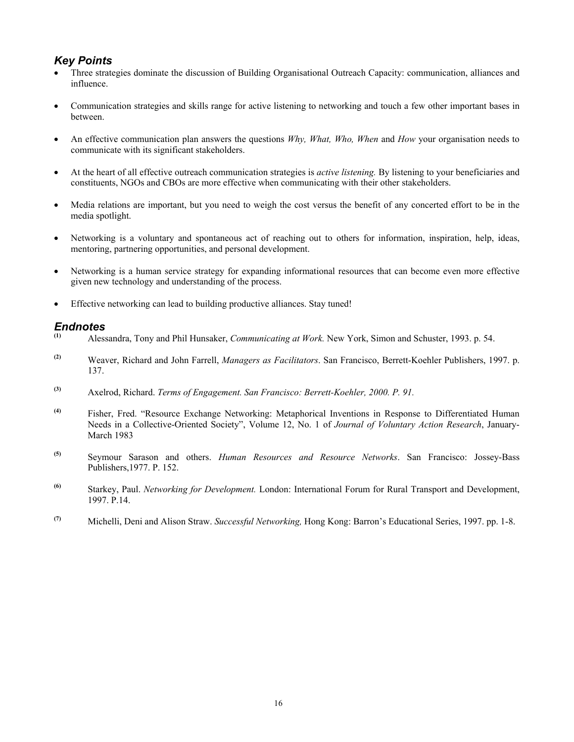## *Key Points*

- Three strategies dominate the discussion of Building Organisational Outreach Capacity: communication, alliances and influence.
- Communication strategies and skills range for active listening to networking and touch a few other important bases in between.
- An effective communication plan answers the questions *Why, What, Who, When* and *How* your organisation needs to communicate with its significant stakeholders.
- At the heart of all effective outreach communication strategies is *active listening.* By listening to your beneficiaries and constituents, NGOs and CBOs are more effective when communicating with their other stakeholders.
- Media relations are important, but you need to weigh the cost versus the benefit of any concerted effort to be in the media spotlight.
- Networking is a voluntary and spontaneous act of reaching out to others for information, inspiration, help, ideas, mentoring, partnering opportunities, and personal development.
- Networking is a human service strategy for expanding informational resources that can become even more effective given new technology and understanding of the process.
- Effective networking can lead to building productive alliances. Stay tuned!

## *Endnotes*

(1) Alessandra, Tony and Phil Hunsaker, *Communicating at Work.* New York, Simon and Schuster, 1993. p. 54.

(2) Weaver, Richard and John Farrell, *Managers as Facilitators*. San Francisco, Berrett-Koehler Publishers, 1997. p. 137.

(3) Axelrod, Richard. *Terms of Engagement. San Francisco: Berrett-Koehler, 2000. P. 91.*

(4) Fisher, Fred. "Resource Exchange Networking: Metaphorical Inventions in Response to Differentiated Human Needs in a Collective-Oriented Society", Volume 12, No. 1 of *Journal of Voluntary Action Research*, January-March 1983

(5) Seymour Sarason and others. *Human Resources and Resource Networks*. San Francisco: Jossey-Bass Publishers,1977. P. 152.

(6) Starkey, Paul. *Networking for Development.* London: International Forum for Rural Transport and Development, 1997. P.14.

(7) Michelli, Deni and Alison Straw. *Successful Networking,* Hong Kong: Barron's Educational Series, 1997. pp. 1-8.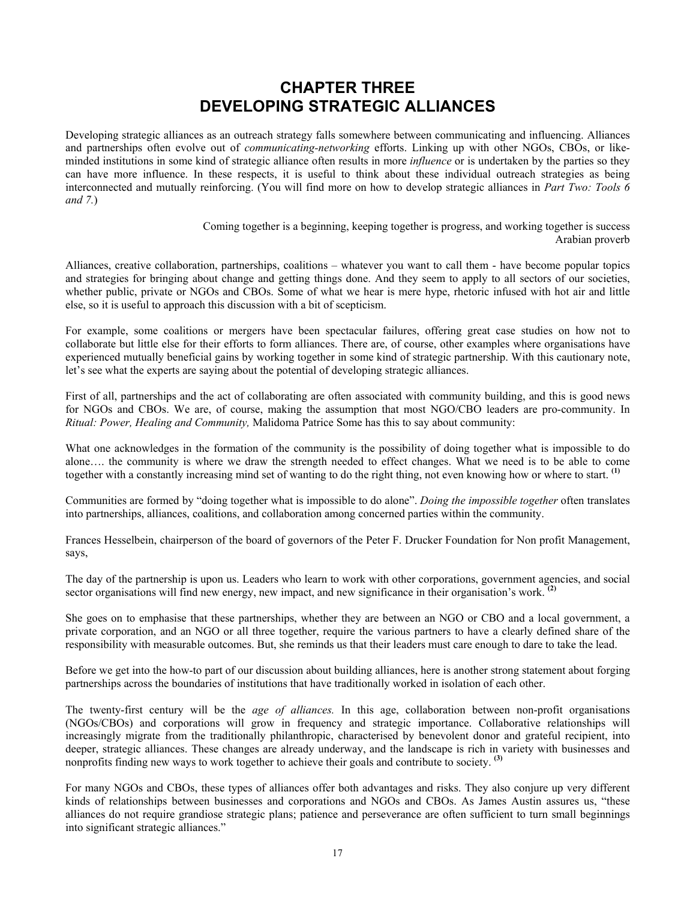# CHAPTER THREE
# DEVELOPING STRATEGIC ALLIANCES

Developing strategic alliances as an outreach strategy falls somewhere between communicating and influencing. Alliances and partnerships often evolve out of *communicating-networking* efforts. Linking up with other NGOs, CBOs, or like-minded institutions in some kind of strategic alliance often results in more *influence* or is undertaken by the parties so they can have more influence. In these respects, it is useful to think about these individual outreach strategies as being interconnected and mutually reinforcing. (You will find more on how to develop strategic alliances in *Part Two: Tools 6 and 7.*)

> Coming together is a beginning, keeping together is progress, and working together is success
> Arabian proverb

Alliances, creative collaboration, partnerships, coalitions – whatever you want to call them - have become popular topics and strategies for bringing about change and getting things done. And they seem to apply to all sectors of our societies, whether public, private or NGOs and CBOs. Some of what we hear is mere hype, rhetoric infused with hot air and little else, so it is useful to approach this discussion with a bit of scepticism.

For example, some coalitions or mergers have been spectacular failures, offering great case studies on how not to collaborate but little else for their efforts to form alliances. There are, of course, other examples where organisations have experienced mutually beneficial gains by working together in some kind of strategic partnership. With this cautionary note, let's see what the experts are saying about the potential of developing strategic alliances.

First of all, partnerships and the act of collaborating are often associated with community building, and this is good news for NGOs and CBOs. We are, of course, making the assumption that most NGO/CBO leaders are pro-community. In *Ritual: Power, Healing and Community,* Malidoma Patrice Some has this to say about community:

What one acknowledges in the formation of the community is the possibility of doing together what is impossible to do alone…. the community is where we draw the strength needed to effect changes. What we need is to be able to come together with a constantly increasing mind set of wanting to do the right thing, not even knowing how or where to start. [(1)]

Communities are formed by "doing together what is impossible to do alone". *Doing the impossible together* often translates into partnerships, alliances, coalitions, and collaboration among concerned parties within the community.

Frances Hesselbein, chairperson of the board of governors of the Peter F. Drucker Foundation for Non profit Management, says,

The day of the partnership is upon us. Leaders who learn to work with other corporations, government agencies, and social sector organisations will find new energy, new impact, and new significance in their organisation's work. [(2)]

She goes on to emphasise that these partnerships, whether they are between an NGO or CBO and a local government, a private corporation, and an NGO or all three together, require the various partners to have a clearly defined share of the responsibility with measurable outcomes. But, she reminds us that their leaders must care enough to dare to take the lead.

Before we get into the how-to part of our discussion about building alliances, here is another strong statement about forging partnerships across the boundaries of institutions that have traditionally worked in isolation of each other.

The twenty-first century will be the *age of alliances.* In this age, collaboration between non-profit organisations (NGOs/CBOs) and corporations will grow in frequency and strategic importance. Collaborative relationships will increasingly migrate from the traditionally philanthropic, characterised by benevolent donor and grateful recipient, into deeper, strategic alliances. These changes are already underway, and the landscape is rich in variety with businesses and nonprofits finding new ways to work together to achieve their goals and contribute to society. [(3)]

For many NGOs and CBOs, these types of alliances offer both advantages and risks. They also conjure up very different kinds of relationships between businesses and corporations and NGOs and CBOs. As James Austin assures us, "these alliances do not require grandiose strategic plans; patience and perseverance are often sufficient to turn small beginnings into significant strategic alliances."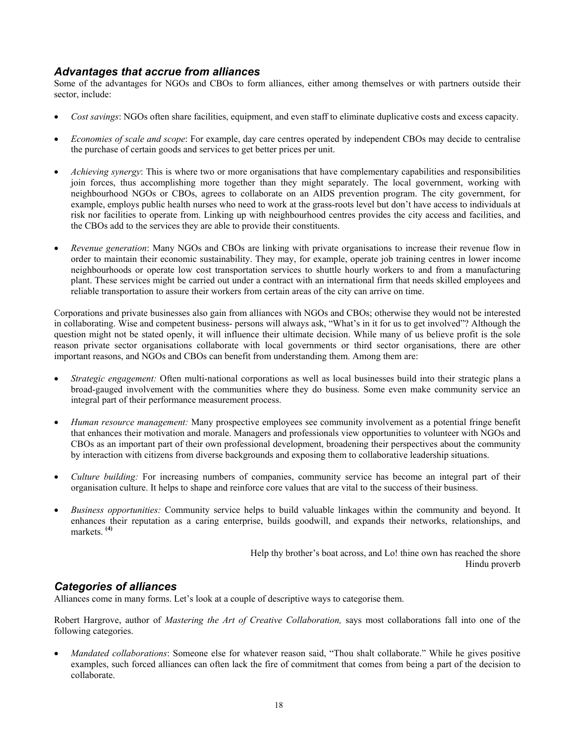## *Advantages that accrue from alliances*

Some of the advantages for NGOs and CBOs to form alliances, either among themselves or with partners outside their sector, include:

- *Cost savings*: NGOs often share facilities, equipment, and even staff to eliminate duplicative costs and excess capacity.

- *Economies of scale and scope*: For example, day care centres operated by independent CBOs may decide to centralise the purchase of certain goods and services to get better prices per unit.

- *Achieving synergy*: This is where two or more organisations that have complementary capabilities and responsibilities join forces, thus accomplishing more together than they might separately. The local government, working with neighbourhood NGOs or CBOs, agrees to collaborate on an AIDS prevention program. The city government, for example, employs public health nurses who need to work at the grass-roots level but don't have access to individuals at risk nor facilities to operate from. Linking up with neighbourhood centres provides the city access and facilities, and the CBOs add to the services they are able to provide their constituents.

- *Revenue generation*: Many NGOs and CBOs are linking with private organisations to increase their revenue flow in order to maintain their economic sustainability. They may, for example, operate job training centres in lower income neighbourhoods or operate low cost transportation services to shuttle hourly workers to and from a manufacturing plant. These services might be carried out under a contract with an international firm that needs skilled employees and reliable transportation to assure their workers from certain areas of the city can arrive on time.

Corporations and private businesses also gain from alliances with NGOs and CBOs; otherwise they would not be interested in collaborating. Wise and competent business- persons will always ask, "What's in it for us to get involved"? Although the question might not be stated openly, it will influence their ultimate decision. While many of us believe profit is the sole reason private sector organisations collaborate with local governments or third sector organisations, there are other important reasons, and NGOs and CBOs can benefit from understanding them. Among them are:

- *Strategic engagement:* Often multi-national corporations as well as local businesses build into their strategic plans a broad-gauged involvement with the communities where they do business. Some even make community service an integral part of their performance measurement process.

- *Human resource management:* Many prospective employees see community involvement as a potential fringe benefit that enhances their motivation and morale. Managers and professionals view opportunities to volunteer with NGOs and CBOs as an important part of their own professional development, broadening their perspectives about the community by interaction with citizens from diverse backgrounds and exposing them to collaborative leadership situations.

- *Culture building:* For increasing numbers of companies, community service has become an integral part of their organisation culture. It helps to shape and reinforce core values that are vital to the success of their business.

- *Business opportunities:* Community service helps to build valuable linkages within the community and beyond. It enhances their reputation as a caring enterprise, builds goodwill, and expands their networks, relationships, and markets. [(4)]

> Help thy brother's boat across, and Lo! thine own has reached the shore
> Hindu proverb

## *Categories of alliances*

Alliances come in many forms. Let's look at a couple of descriptive ways to categorise them.

Robert Hargrove, author of *Mastering the Art of Creative Collaboration,* says most collaborations fall into one of the following categories.

- *Mandated collaborations*: Someone else for whatever reason said, "Thou shalt collaborate." While he gives positive examples, such forced alliances can often lack the fire of commitment that comes from being a part of the decision to collaborate.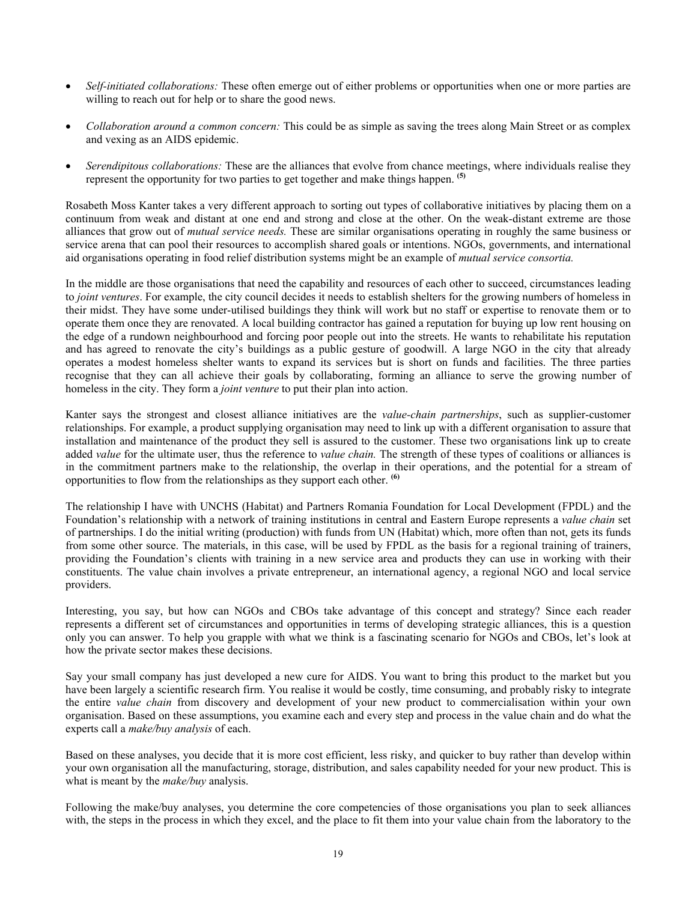- *Self-initiated collaborations:* These often emerge out of either problems or opportunities when one or more parties are willing to reach out for help or to share the good news.

- *Collaboration around a common concern:* This could be as simple as saving the trees along Main Street or as complex and vexing as an AIDS epidemic.

- *Serendipitous collaborations:* These are the alliances that evolve from chance meetings, where individuals realise they represent the opportunity for two parties to get together and make things happen. [(5)]

Rosabeth Moss Kanter takes a very different approach to sorting out types of collaborative initiatives by placing them on a continuum from weak and distant at one end and strong and close at the other. On the weak-distant extreme are those alliances that grow out of *mutual service needs.* These are similar organisations operating in roughly the same business or service arena that can pool their resources to accomplish shared goals or intentions. NGOs, governments, and international aid organisations operating in food relief distribution systems might be an example of *mutual service consortia.*

In the middle are those organisations that need the capability and resources of each other to succeed, circumstances leading to *joint ventures*. For example, the city council decides it needs to establish shelters for the growing numbers of homeless in their midst. They have some under-utilised buildings they think will work but no staff or expertise to renovate them or to operate them once they are renovated. A local building contractor has gained a reputation for buying up low rent housing on the edge of a rundown neighbourhood and forcing poor people out into the streets. He wants to rehabilitate his reputation and has agreed to renovate the city's buildings as a public gesture of goodwill. A large NGO in the city that already operates a modest homeless shelter wants to expand its services but is short on funds and facilities. The three parties recognise that they can all achieve their goals by collaborating, forming an alliance to serve the growing number of homeless in the city. They form a *joint venture* to put their plan into action.

Kanter says the strongest and closest alliance initiatives are the *value-chain partnerships*, such as supplier-customer relationships. For example, a product supplying organisation may need to link up with a different organisation to assure that installation and maintenance of the product they sell is assured to the customer. These two organisations link up to create added *value* for the ultimate user, thus the reference to *value chain.* The strength of these types of coalitions or alliances is in the commitment partners make to the relationship, the overlap in their operations, and the potential for a stream of opportunities to flow from the relationships as they support each other. [(6)]

The relationship I have with UNCHS (Habitat) and Partners Romania Foundation for Local Development (FPDL) and the Foundation's relationship with a network of training institutions in central and Eastern Europe represents a *value chain* set of partnerships. I do the initial writing (production) with funds from UN (Habitat) which, more often than not, gets its funds from some other source. The materials, in this case, will be used by FPDL as the basis for a regional training of trainers, providing the Foundation's clients with training in a new service area and products they can use in working with their constituents. The value chain involves a private entrepreneur, an international agency, a regional NGO and local service providers.

Interesting, you say, but how can NGOs and CBOs take advantage of this concept and strategy? Since each reader represents a different set of circumstances and opportunities in terms of developing strategic alliances, this is a question only you can answer. To help you grapple with what we think is a fascinating scenario for NGOs and CBOs, let's look at how the private sector makes these decisions.

Say your small company has just developed a new cure for AIDS. You want to bring this product to the market but you have been largely a scientific research firm. You realise it would be costly, time consuming, and probably risky to integrate the entire *value chain* from discovery and development of your new product to commercialisation within your own organisation. Based on these assumptions, you examine each and every step and process in the value chain and do what the experts call a *make/buy analysis* of each.

Based on these analyses, you decide that it is more cost efficient, less risky, and quicker to buy rather than develop within your own organisation all the manufacturing, storage, distribution, and sales capability needed for your new product. This is what is meant by the *make/buy* analysis.

Following the make/buy analyses, you determine the core competencies of those organisations you plan to seek alliances with, the steps in the process in which they excel, and the place to fit them into your value chain from the laboratory to the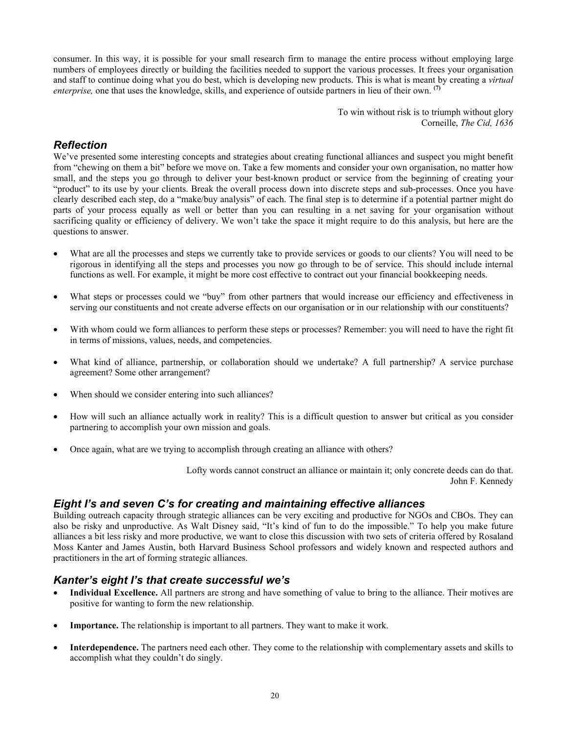consumer. In this way, it is possible for your small research firm to manage the entire process without employing large numbers of employees directly or building the facilities needed to support the various processes. It frees your organisation and staff to continue doing what you do best, which is developing new products. This is what is meant by creating a *virtual enterprise,* one that uses the knowledge, skills, and experience of outside partners in lieu of their own. [7]

> To win without risk is to triumph without glory
> Corneille, *The Cid, 1636*

## *Reflection*

We've presented some interesting concepts and strategies about creating functional alliances and suspect you might benefit from "chewing on them a bit" before we move on. Take a few moments and consider your own organisation, no matter how small, and the steps you go through to deliver your best-known product or service from the beginning of creating your "product" to its use by your clients. Break the overall process down into discrete steps and sub-processes. Once you have clearly described each step, do a "make/buy analysis" of each. The final step is to determine if a potential partner might do parts of your process equally as well or better than you can resulting in a net saving for your organisation without sacrificing quality or efficiency of delivery. We won't take the space it might require to do this analysis, but here are the questions to answer.

- What are all the processes and steps we currently take to provide services or goods to our clients? You will need to be rigorous in identifying all the steps and processes you now go through to be of service. This should include internal functions as well. For example, it might be more cost effective to contract out your financial bookkeeping needs.
- What steps or processes could we "buy" from other partners that would increase our efficiency and effectiveness in serving our constituents and not create adverse effects on our organisation or in our relationship with our constituents?
- With whom could we form alliances to perform these steps or processes? Remember: you will need to have the right fit in terms of missions, values, needs, and competencies.
- What kind of alliance, partnership, or collaboration should we undertake? A full partnership? A service purchase agreement? Some other arrangement?
- When should we consider entering into such alliances?
- How will such an alliance actually work in reality? This is a difficult question to answer but critical as you consider partnering to accomplish your own mission and goals.
- Once again, what are we trying to accomplish through creating an alliance with others?

> Lofty words cannot construct an alliance or maintain it; only concrete deeds can do that.
> John F. Kennedy

## *Eight I's and seven C's for creating and maintaining effective alliances*

Building outreach capacity through strategic alliances can be very exciting and productive for NGOs and CBOs. They can also be risky and unproductive. As Walt Disney said, "It's kind of fun to do the impossible." To help you make future alliances a bit less risky and more productive, we want to close this discussion with two sets of criteria offered by Rosaland Moss Kanter and James Austin, both Harvard Business School professors and widely known and respected authors and practitioners in the art of forming strategic alliances.

## *Kanter's eight I's that create successful we's*

- **Individual Excellence.** All partners are strong and have something of value to bring to the alliance. Their motives are positive for wanting to form the new relationship.
- **Importance.** The relationship is important to all partners. They want to make it work.
- **Interdependence.** The partners need each other. They come to the relationship with complementary assets and skills to accomplish what they couldn't do singly.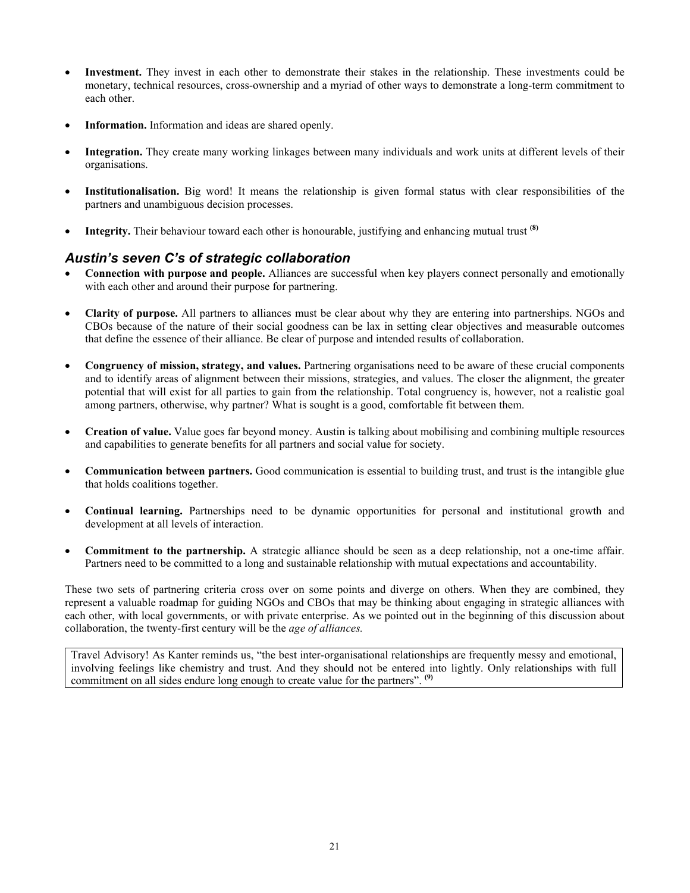- **Investment.** They invest in each other to demonstrate their stakes in the relationship. These investments could be monetary, technical resources, cross-ownership and a myriad of other ways to demonstrate a long-term commitment to each other.

- **Information.** Information and ideas are shared openly.

- **Integration.** They create many working linkages between many individuals and work units at different levels of their organisations.

- **Institutionalisation.** Big word! It means the relationship is given formal status with clear responsibilities of the partners and unambiguous decision processes.

- **Integrity.** Their behaviour toward each other is honourable, justifying and enhancing mutual trust [(8)]

### *Austin's seven C's of strategic collaboration*

- **Connection with purpose and people.** Alliances are successful when key players connect personally and emotionally with each other and around their purpose for partnering.

- **Clarity of purpose.** All partners to alliances must be clear about why they are entering into partnerships. NGOs and CBOs because of the nature of their social goodness can be lax in setting clear objectives and measurable outcomes that define the essence of their alliance. Be clear of purpose and intended results of collaboration.

- **Congruency of mission, strategy, and values.** Partnering organisations need to be aware of these crucial components and to identify areas of alignment between their missions, strategies, and values. The closer the alignment, the greater potential that will exist for all parties to gain from the relationship. Total congruency is, however, not a realistic goal among partners, otherwise, why partner? What is sought is a good, comfortable fit between them.

- **Creation of value.** Value goes far beyond money. Austin is talking about mobilising and combining multiple resources and capabilities to generate benefits for all partners and social value for society.

- **Communication between partners.** Good communication is essential to building trust, and trust is the intangible glue that holds coalitions together.

- **Continual learning.** Partnerships need to be dynamic opportunities for personal and institutional growth and development at all levels of interaction.

- **Commitment to the partnership.** A strategic alliance should be seen as a deep relationship, not a one-time affair. Partners need to be committed to a long and sustainable relationship with mutual expectations and accountability.

These two sets of partnering criteria cross over on some points and diverge on others. When they are combined, they represent a valuable roadmap for guiding NGOs and CBOs that may be thinking about engaging in strategic alliances with each other, with local governments, or with private enterprise. As we pointed out in the beginning of this discussion about collaboration, the twenty-first century will be the *age of alliances.*

> Travel Advisory! As Kanter reminds us, "the best inter-organisational relationships are frequently messy and emotional, involving feelings like chemistry and trust. And they should not be entered into lightly. Only relationships with full commitment on all sides endure long enough to create value for the partners". [(9)]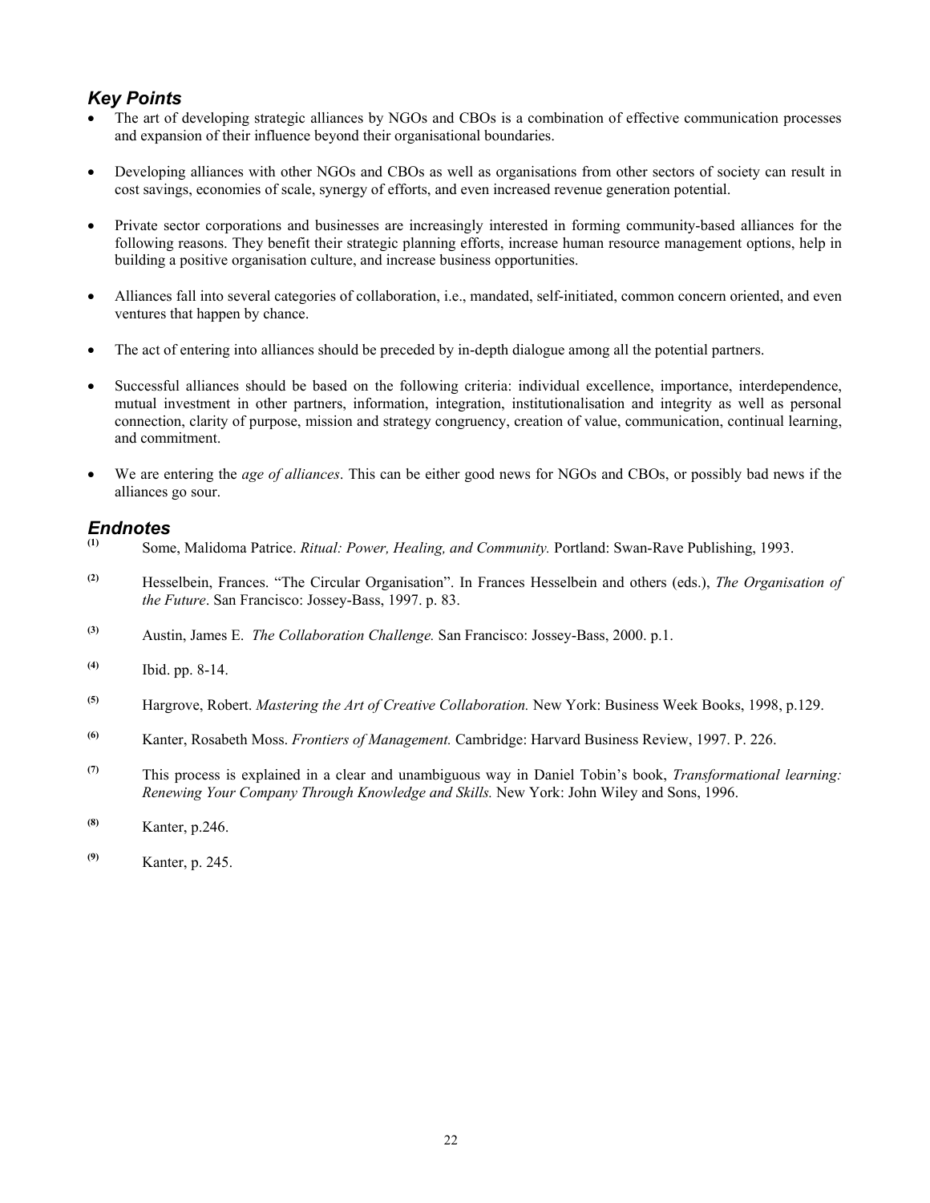## *Key Points*

- The art of developing strategic alliances by NGOs and CBOs is a combination of effective communication processes and expansion of their influence beyond their organisational boundaries.

- Developing alliances with other NGOs and CBOs as well as organisations from other sectors of society can result in cost savings, economies of scale, synergy of efforts, and even increased revenue generation potential.

- Private sector corporations and businesses are increasingly interested in forming community-based alliances for the following reasons. They benefit their strategic planning efforts, increase human resource management options, help in building a positive organisation culture, and increase business opportunities.

- Alliances fall into several categories of collaboration, i.e., mandated, self-initiated, common concern oriented, and even ventures that happen by chance.

- The act of entering into alliances should be preceded by in-depth dialogue among all the potential partners.

- Successful alliances should be based on the following criteria: individual excellence, importance, interdependence, mutual investment in other partners, information, integration, institutionalisation and integrity as well as personal connection, clarity of purpose, mission and strategy congruency, creation of value, communication, continual learning, and commitment.

- We are entering the *age of alliances*. This can be either good news for NGOs and CBOs, or possibly bad news if the alliances go sour.

## *Endnotes*

(1) Some, Malidoma Patrice. *Ritual: Power, Healing, and Community.* Portland: Swan-Rave Publishing, 1993.

(2) Hesselbein, Frances. "The Circular Organisation". In Frances Hesselbein and others (eds.), *The Organisation of the Future*. San Francisco: Jossey-Bass, 1997. p. 83.

(3) Austin, James E. *The Collaboration Challenge.* San Francisco: Jossey-Bass, 2000. p.1.

(4) Ibid. pp. 8-14.

(5) Hargrove, Robert. *Mastering the Art of Creative Collaboration.* New York: Business Week Books, 1998, p.129.

(6) Kanter, Rosabeth Moss. *Frontiers of Management.* Cambridge: Harvard Business Review, 1997. P. 226.

(7) This process is explained in a clear and unambiguous way in Daniel Tobin's book, *Transformational learning: Renewing Your Company Through Knowledge and Skills.* New York: John Wiley and Sons, 1996.

(8) Kanter, p.246.

(9) Kanter, p. 245.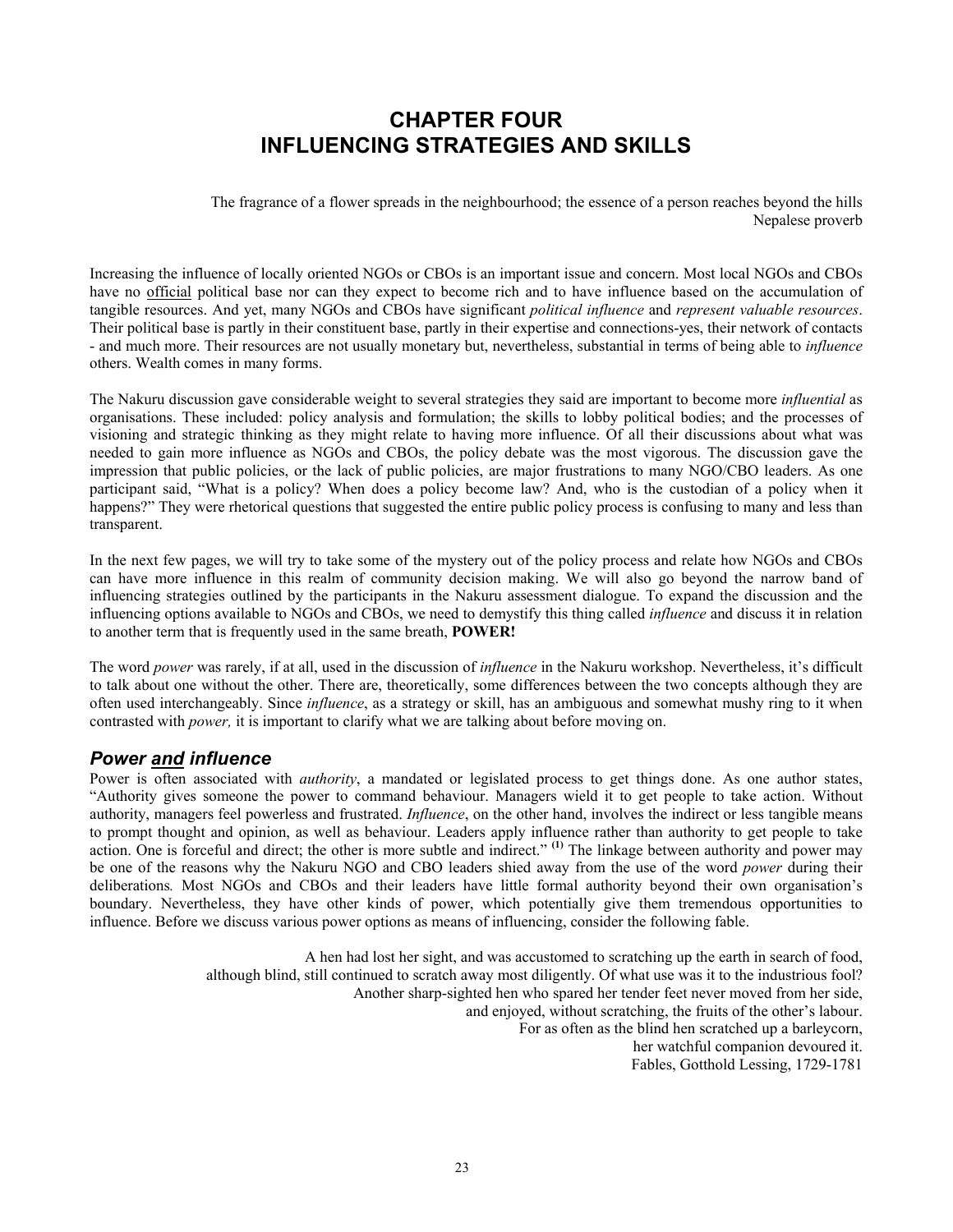# CHAPTER FOUR
# INFLUENCING STRATEGIES AND SKILLS

> The fragrance of a flower spreads in the neighbourhood; the essence of a person reaches beyond the hills
> Nepalese proverb

Increasing the influence of locally oriented NGOs or CBOs is an important issue and concern. Most local NGOs and CBOs have no <u>official</u> political base nor can they expect to become rich and to have influence based on the accumulation of tangible resources. And yet, many NGOs and CBOs have significant *political influence* and *represent valuable resources*. Their political base is partly in their constituent base, partly in their expertise and connections-yes, their network of contacts - and much more. Their resources are not usually monetary but, nevertheless, substantial in terms of being able to *influence* others. Wealth comes in many forms.

The Nakuru discussion gave considerable weight to several strategies they said are important to become more *influential* as organisations. These included: policy analysis and formulation; the skills to lobby political bodies; and the processes of visioning and strategic thinking as they might relate to having more influence. Of all their discussions about what was needed to gain more influence as NGOs and CBOs, the policy debate was the most vigorous. The discussion gave the impression that public policies, or the lack of public policies, are major frustrations to many NGO/CBO leaders. As one participant said, "What is a policy? When does a policy become law? And, who is the custodian of a policy when it happens?" They were rhetorical questions that suggested the entire public policy process is confusing to many and less than transparent.

In the next few pages, we will try to take some of the mystery out of the policy process and relate how NGOs and CBOs can have more influence in this realm of community decision making. We will also go beyond the narrow band of influencing strategies outlined by the participants in the Nakuru assessment dialogue. To expand the discussion and the influencing options available to NGOs and CBOs, we need to demystify this thing called *influence* and discuss it in relation to another term that is frequently used in the same breath, **POWER!**

The word *power* was rarely, if at all, used in the discussion of *influence* in the Nakuru workshop. Nevertheless, it's difficult to talk about one without the other. There are, theoretically, some differences between the two concepts although they are often used interchangeably. Since *influence*, as a strategy or skill, has an ambiguous and somewhat mushy ring to it when contrasted with *power,* it is important to clarify what we are talking about before moving on.

## *Power <u>and</u> influence*

Power is often associated with *authority*, a mandated or legislated process to get things done. As one author states, "Authority gives someone the power to command behaviour. Managers wield it to get people to take action. Without authority, managers feel powerless and frustrated. *Influence*, on the other hand, involves the indirect or less tangible means to prompt thought and opinion, as well as behaviour. Leaders apply influence rather than authority to get people to take action. One is forceful and direct; the other is more subtle and indirect." **(1)** The linkage between authority and power may be one of the reasons why the Nakuru NGO and CBO leaders shied away from the use of the word *power* during their deliberations*.* Most NGOs and CBOs and their leaders have little formal authority beyond their own organisation's boundary. Nevertheless, they have other kinds of power, which potentially give them tremendous opportunities to influence. Before we discuss various power options as means of influencing, consider the following fable.

> A hen had lost her sight, and was accustomed to scratching up the earth in search of food,
> although blind, still continued to scratch away most diligently. Of what use was it to the industrious fool?
> Another sharp-sighted hen who spared her tender feet never moved from her side,
> and enjoyed, without scratching, the fruits of the other's labour.
> For as often as the blind hen scratched up a barleycorn,
> her watchful companion devoured it.
> Fables, Gotthold Lessing, 1729-1781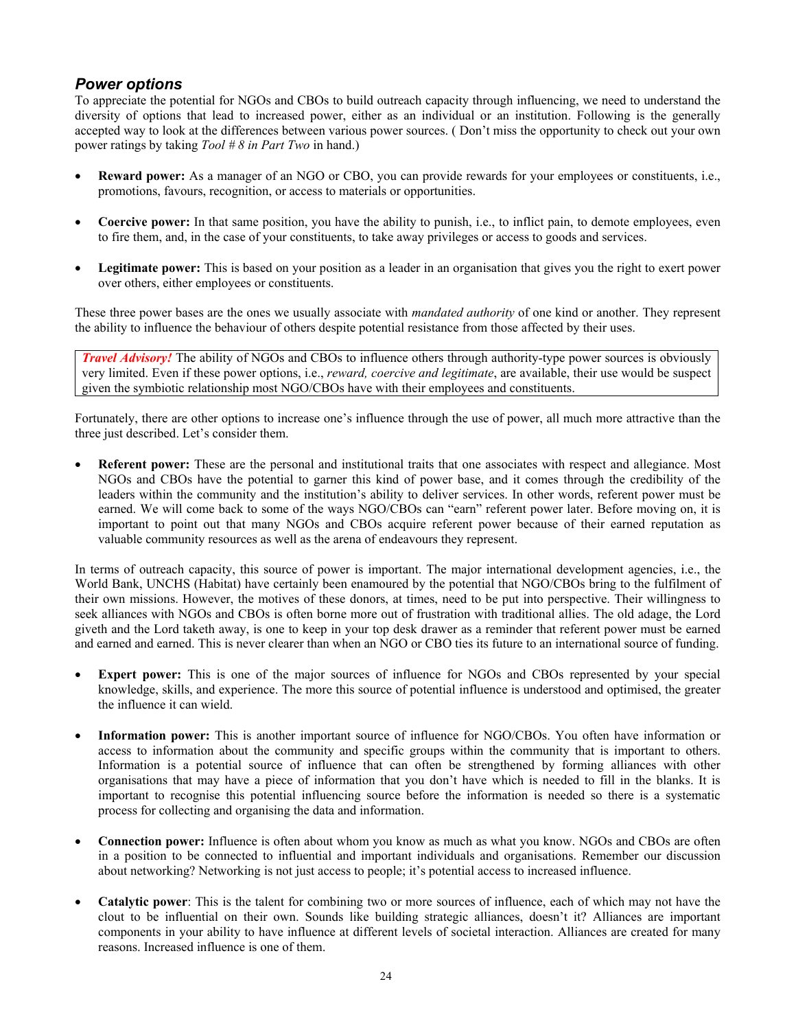## *Power options*

To appreciate the potential for NGOs and CBOs to build outreach capacity through influencing, we need to understand the diversity of options that lead to increased power, either as an individual or an institution. Following is the generally accepted way to look at the differences between various power sources. ( Don't miss the opportunity to check out your own power ratings by taking *Tool # 8 in Part Two* in hand.)

- **Reward power:** As a manager of an NGO or CBO, you can provide rewards for your employees or constituents, i.e., promotions, favours, recognition, or access to materials or opportunities.
- **Coercive power:** In that same position, you have the ability to punish, i.e., to inflict pain, to demote employees, even to fire them, and, in the case of your constituents, to take away privileges or access to goods and services.
- **Legitimate power:** This is based on your position as a leader in an organisation that gives you the right to exert power over others, either employees or constituents.

These three power bases are the ones we usually associate with *mandated authority* of one kind or another. They represent the ability to influence the behaviour of others despite potential resistance from those affected by their uses.

> ***Travel Advisory!*** The ability of NGOs and CBOs to influence others through authority-type power sources is obviously very limited. Even if these power options, i.e., *reward, coercive and legitimate*, are available, their use would be suspect given the symbiotic relationship most NGO/CBOs have with their employees and constituents.

Fortunately, there are other options to increase one's influence through the use of power, all much more attractive than the three just described. Let's consider them.

- **Referent power:** These are the personal and institutional traits that one associates with respect and allegiance. Most NGOs and CBOs have the potential to garner this kind of power base, and it comes through the credibility of the leaders within the community and the institution's ability to deliver services. In other words, referent power must be earned. We will come back to some of the ways NGO/CBOs can "earn" referent power later. Before moving on, it is important to point out that many NGOs and CBOs acquire referent power because of their earned reputation as valuable community resources as well as the arena of endeavours they represent.

In terms of outreach capacity, this source of power is important. The major international development agencies, i.e., the World Bank, UNCHS (Habitat) have certainly been enamoured by the potential that NGO/CBOs bring to the fulfilment of their own missions. However, the motives of these donors, at times, need to be put into perspective. Their willingness to seek alliances with NGOs and CBOs is often borne more out of frustration with traditional allies. The old adage, the Lord giveth and the Lord taketh away, is one to keep in your top desk drawer as a reminder that referent power must be earned and earned and earned. This is never clearer than when an NGO or CBO ties its future to an international source of funding.

- **Expert power:** This is one of the major sources of influence for NGOs and CBOs represented by your special knowledge, skills, and experience. The more this source of potential influence is understood and optimised, the greater the influence it can wield.
- **Information power:** This is another important source of influence for NGO/CBOs. You often have information or access to information about the community and specific groups within the community that is important to others. Information is a potential source of influence that can often be strengthened by forming alliances with other organisations that may have a piece of information that you don't have which is needed to fill in the blanks. It is important to recognise this potential influencing source before the information is needed so there is a systematic process for collecting and organising the data and information.
- **Connection power:** Influence is often about whom you know as much as what you know. NGOs and CBOs are often in a position to be connected to influential and important individuals and organisations. Remember our discussion about networking? Networking is not just access to people; it's potential access to increased influence.
- **Catalytic power**: This is the talent for combining two or more sources of influence, each of which may not have the clout to be influential on their own. Sounds like building strategic alliances, doesn't it? Alliances are important components in your ability to have influence at different levels of societal interaction. Alliances are created for many reasons. Increased influence is one of them.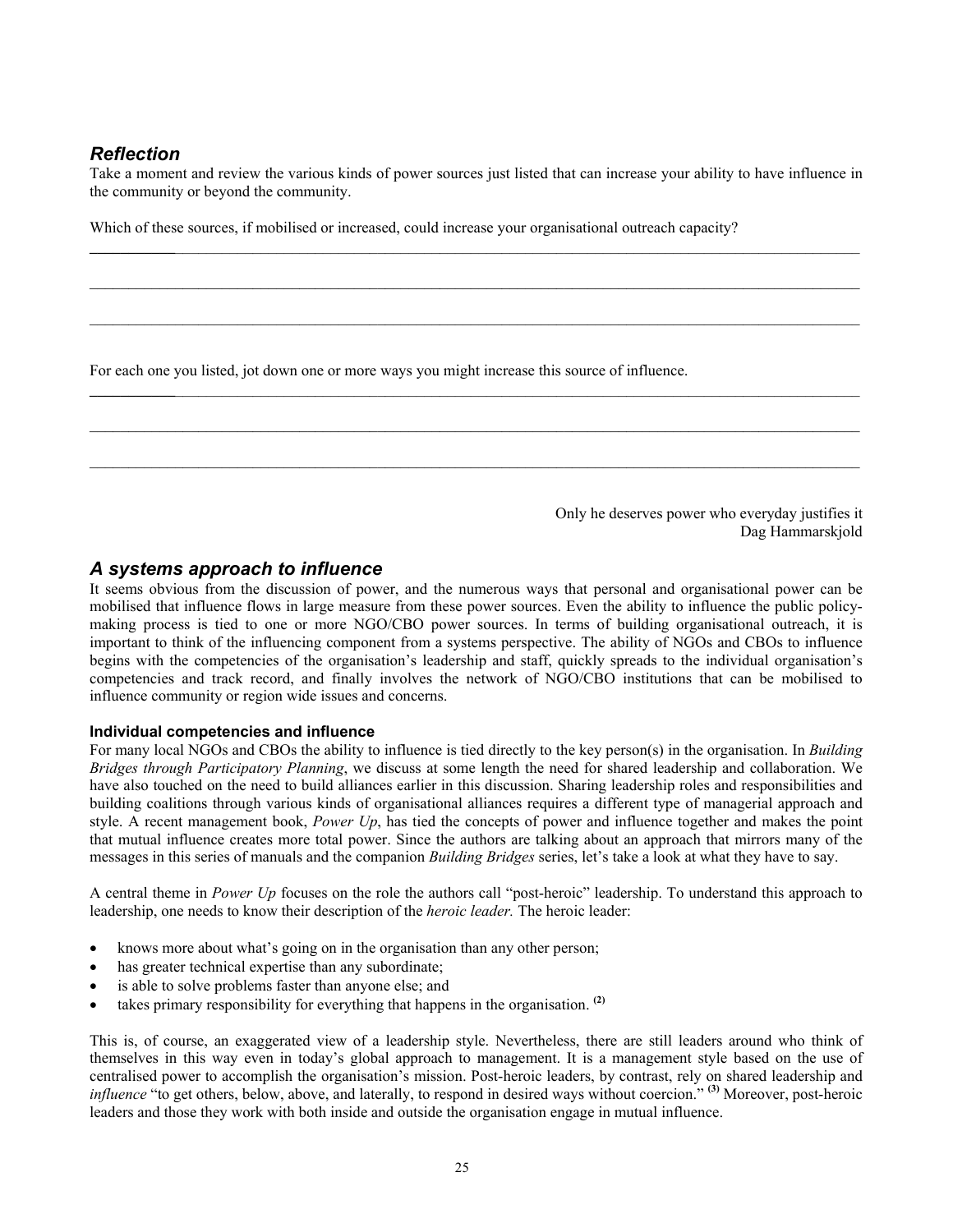## *Reflection*

Take a moment and review the various kinds of power sources just listed that can increase your ability to have influence in the community or beyond the community.

Which of these sources, if mobilised or increased, could increase your organisational outreach capacity?

___________________________________________________________________________________________

___________________________________________________________________________________________

___________________________________________________________________________________________

For each one you listed, jot down one or more ways you might increase this source of influence.

___________________________________________________________________________________________

___________________________________________________________________________________________

___________________________________________________________________________________________

Only he deserves power who everyday justifies it
Dag Hammarskjold

## *A systems approach to influence*

It seems obvious from the discussion of power, and the numerous ways that personal and organisational power can be mobilised that influence flows in large measure from these power sources. Even the ability to influence the public policy-making process is tied to one or more NGO/CBO power sources. In terms of building organisational outreach, it is important to think of the influencing component from a systems perspective. The ability of NGOs and CBOs to influence begins with the competencies of the organisation's leadership and staff, quickly spreads to the individual organisation's competencies and track record, and finally involves the network of NGO/CBO institutions that can be mobilised to influence community or region wide issues and concerns.

### Individual competencies and influence

For many local NGOs and CBOs the ability to influence is tied directly to the key person(s) in the organisation. In *Building Bridges through Participatory Planning*, we discuss at some length the need for shared leadership and collaboration. We have also touched on the need to build alliances earlier in this discussion. Sharing leadership roles and responsibilities and building coalitions through various kinds of organisational alliances requires a different type of managerial approach and style. A recent management book, *Power Up*, has tied the concepts of power and influence together and makes the point that mutual influence creates more total power. Since the authors are talking about an approach that mirrors many of the messages in this series of manuals and the companion *Building Bridges* series, let's take a look at what they have to say.

A central theme in *Power Up* focuses on the role the authors call "post-heroic" leadership. To understand this approach to leadership, one needs to know their description of the *heroic leader.* The heroic leader:

- knows more about what's going on in the organisation than any other person;
- has greater technical expertise than any subordinate;
- is able to solve problems faster than anyone else; and
- takes primary responsibility for everything that happens in the organisation. [(2)]

This is, of course, an exaggerated view of a leadership style. Nevertheless, there are still leaders around who think of themselves in this way even in today's global approach to management. It is a management style based on the use of centralised power to accomplish the organisation's mission. Post-heroic leaders, by contrast, rely on shared leadership and *influence* "to get others, below, above, and laterally, to respond in desired ways without coercion." [(3)] Moreover, post-heroic leaders and those they work with both inside and outside the organisation engage in mutual influence.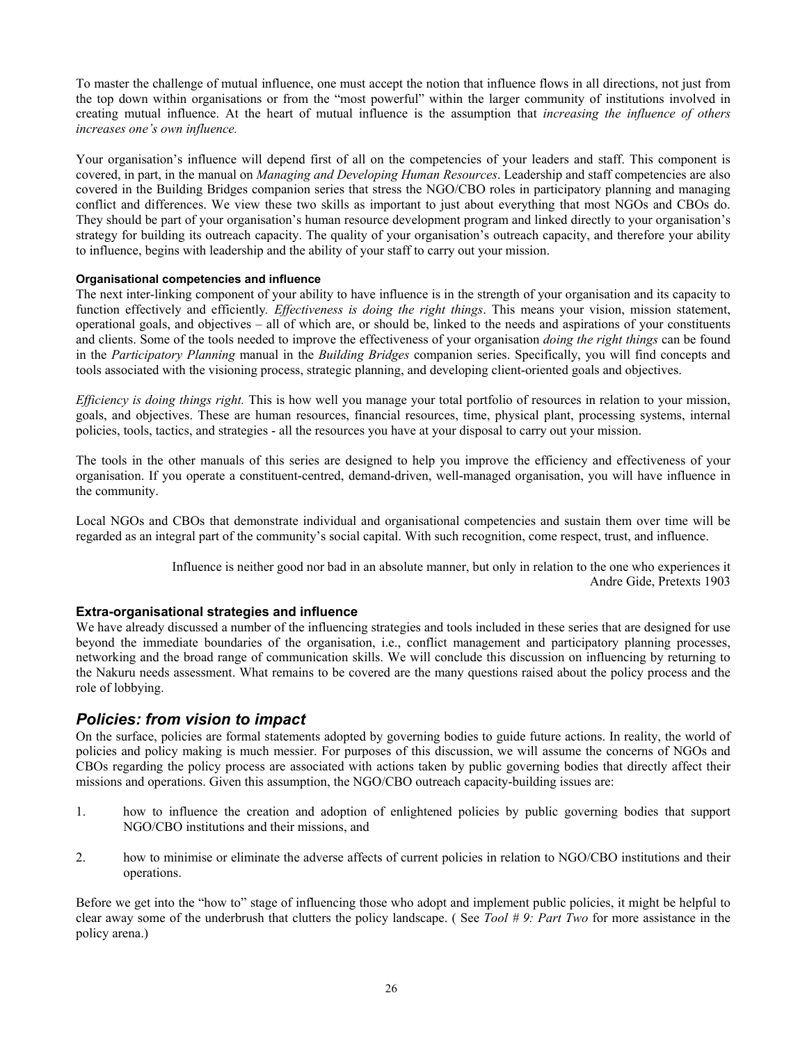To master the challenge of mutual influence, one must accept the notion that influence flows in all directions, not just from the top down within organisations or from the "most powerful" within the larger community of institutions involved in creating mutual influence. At the heart of mutual influence is the assumption that *increasing the influence of others increases one's own influence.*

Your organisation's influence will depend first of all on the competencies of your leaders and staff. This component is covered, in part, in the manual on *Managing and Developing Human Resources*. Leadership and staff competencies are also covered in the Building Bridges companion series that stress the NGO/CBO roles in participatory planning and managing conflict and differences. We view these two skills as important to just about everything that most NGOs and CBOs do. They should be part of your organisation's human resource development program and linked directly to your organisation's strategy for building its outreach capacity. The quality of your organisation's outreach capacity, and therefore your ability to influence, begins with leadership and the ability of your staff to carry out your mission.

#### Organisational competencies and influence

The next inter-linking component of your ability to have influence is in the strength of your organisation and its capacity to function effectively and efficiently. *Effectiveness is doing the right things*. This means your vision, mission statement, operational goals, and objectives – all of which are, or should be, linked to the needs and aspirations of your constituents and clients. Some of the tools needed to improve the effectiveness of your organisation *doing the right things* can be found in the *Participatory Planning* manual in the *Building Bridges* companion series. Specifically, you will find concepts and tools associated with the visioning process, strategic planning, and developing client-oriented goals and objectives.

*Efficiency is doing things right.* This is how well you manage your total portfolio of resources in relation to your mission, goals, and objectives. These are human resources, financial resources, time, physical plant, processing systems, internal policies, tools, tactics, and strategies - all the resources you have at your disposal to carry out your mission.

The tools in the other manuals of this series are designed to help you improve the efficiency and effectiveness of your organisation. If you operate a constituent-centred, demand-driven, well-managed organisation, you will have influence in the community.

Local NGOs and CBOs that demonstrate individual and organisational competencies and sustain them over time will be regarded as an integral part of the community's social capital. With such recognition, come respect, trust, and influence.

> Influence is neither good nor bad in an absolute manner, but only in relation to the one who experiences it
> Andre Gide, Pretexts 1903

### Extra-organisational strategies and influence

We have already discussed a number of the influencing strategies and tools included in these series that are designed for use beyond the immediate boundaries of the organisation, i.e., conflict management and participatory planning processes, networking and the broad range of communication skills. We will conclude this discussion on influencing by returning to the Nakuru needs assessment. What remains to be covered are the many questions raised about the policy process and the role of lobbying.

## *Policies: from vision to impact*

On the surface, policies are formal statements adopted by governing bodies to guide future actions. In reality, the world of policies and policy making is much messier. For purposes of this discussion, we will assume the concerns of NGOs and CBOs regarding the policy process are associated with actions taken by public governing bodies that directly affect their missions and operations. Given this assumption, the NGO/CBO outreach capacity-building issues are:

1. how to influence the creation and adoption of enlightened policies by public governing bodies that support NGO/CBO institutions and their missions, and

2. how to minimise or eliminate the adverse affects of current policies in relation to NGO/CBO institutions and their operations.

Before we get into the "how to" stage of influencing those who adopt and implement public policies, it might be helpful to clear away some of the underbrush that clutters the policy landscape. ( See *Tool # 9: Part Two* for more assistance in the policy arena.)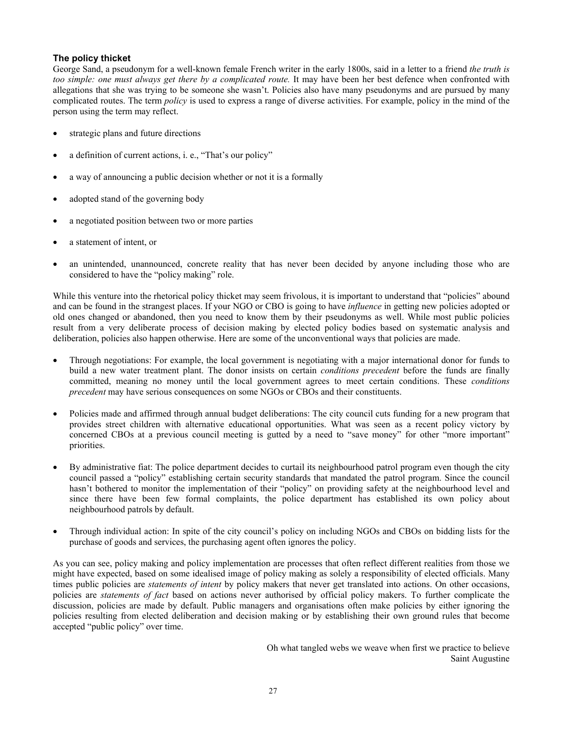### The policy thicket

George Sand, a pseudonym for a well-known female French writer in the early 1800s, said in a letter to a friend *the truth is too simple: one must always get there by a complicated route.* It may have been her best defence when confronted with allegations that she was trying to be someone she wasn't. Policies also have many pseudonyms and are pursued by many complicated routes. The term *policy* is used to express a range of diverse activities. For example, policy in the mind of the person using the term may reflect.

- strategic plans and future directions
- a definition of current actions, i. e., "That's our policy"
- a way of announcing a public decision whether or not it is a formally
- adopted stand of the governing body
- a negotiated position between two or more parties
- a statement of intent, or
- an unintended, unannounced, concrete reality that has never been decided by anyone including those who are considered to have the "policy making" role.

While this venture into the rhetorical policy thicket may seem frivolous, it is important to understand that "policies" abound and can be found in the strangest places. If your NGO or CBO is going to have *influence* in getting new policies adopted or old ones changed or abandoned, then you need to know them by their pseudonyms as well. While most public policies result from a very deliberate process of decision making by elected policy bodies based on systematic analysis and deliberation, policies also happen otherwise. Here are some of the unconventional ways that policies are made.

- Through negotiations: For example, the local government is negotiating with a major international donor for funds to build a new water treatment plant. The donor insists on certain *conditions precedent* before the funds are finally committed, meaning no money until the local government agrees to meet certain conditions. These *conditions precedent* may have serious consequences on some NGOs or CBOs and their constituents.
- Policies made and affirmed through annual budget deliberations: The city council cuts funding for a new program that provides street children with alternative educational opportunities. What was seen as a recent policy victory by concerned CBOs at a previous council meeting is gutted by a need to "save money" for other "more important" priorities.
- By administrative fiat: The police department decides to curtail its neighbourhood patrol program even though the city council passed a "policy" establishing certain security standards that mandated the patrol program. Since the council hasn't bothered to monitor the implementation of their "policy" on providing safety at the neighbourhood level and since there have been few formal complaints, the police department has established its own policy about neighbourhood patrols by default.
- Through individual action: In spite of the city council's policy on including NGOs and CBOs on bidding lists for the purchase of goods and services, the purchasing agent often ignores the policy.

As you can see, policy making and policy implementation are processes that often reflect different realities from those we might have expected, based on some idealised image of policy making as solely a responsibility of elected officials. Many times public policies are *statements of intent* by policy makers that never get translated into actions. On other occasions, policies are *statements of fact* based on actions never authorised by official policy makers. To further complicate the discussion, policies are made by default. Public managers and organisations often make policies by either ignoring the policies resulting from elected deliberation and decision making or by establishing their own ground rules that become accepted "public policy" over time.

Oh what tangled webs we weave when first we practice to believe
Saint Augustine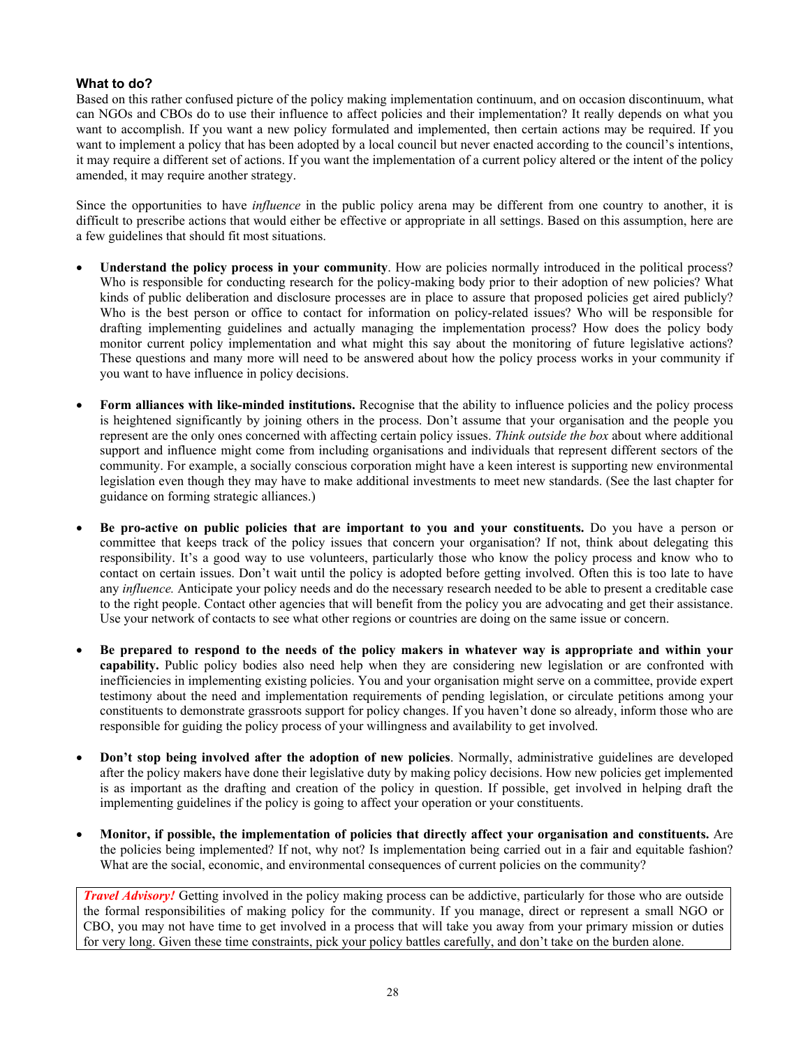### What to do?

Based on this rather confused picture of the policy making implementation continuum, and on occasion discontinuum, what can NGOs and CBOs do to use their influence to affect policies and their implementation? It really depends on what you want to accomplish. If you want a new policy formulated and implemented, then certain actions may be required. If you want to implement a policy that has been adopted by a local council but never enacted according to the council's intentions, it may require a different set of actions. If you want the implementation of a current policy altered or the intent of the policy amended, it may require another strategy.

Since the opportunities to have *influence* in the public policy arena may be different from one country to another, it is difficult to prescribe actions that would either be effective or appropriate in all settings. Based on this assumption, here are a few guidelines that should fit most situations.

- **Understand the policy process in your community**. How are policies normally introduced in the political process? Who is responsible for conducting research for the policy-making body prior to their adoption of new policies? What kinds of public deliberation and disclosure processes are in place to assure that proposed policies get aired publicly? Who is the best person or office to contact for information on policy-related issues? Who will be responsible for drafting implementing guidelines and actually managing the implementation process? How does the policy body monitor current policy implementation and what might this say about the monitoring of future legislative actions? These questions and many more will need to be answered about how the policy process works in your community if you want to have influence in policy decisions.

- **Form alliances with like-minded institutions.** Recognise that the ability to influence policies and the policy process is heightened significantly by joining others in the process. Don't assume that your organisation and the people you represent are the only ones concerned with affecting certain policy issues. *Think outside the box* about where additional support and influence might come from including organisations and individuals that represent different sectors of the community. For example, a socially conscious corporation might have a keen interest is supporting new environmental legislation even though they may have to make additional investments to meet new standards. (See the last chapter for guidance on forming strategic alliances.)

- **Be pro-active on public policies that are important to you and your constituents.** Do you have a person or committee that keeps track of the policy issues that concern your organisation? If not, think about delegating this responsibility. It's a good way to use volunteers, particularly those who know the policy process and know who to contact on certain issues. Don't wait until the policy is adopted before getting involved. Often this is too late to have any *influence.* Anticipate your policy needs and do the necessary research needed to be able to present a creditable case to the right people. Contact other agencies that will benefit from the policy you are advocating and get their assistance. Use your network of contacts to see what other regions or countries are doing on the same issue or concern.

- **Be prepared to respond to the needs of the policy makers in whatever way is appropriate and within your capability.** Public policy bodies also need help when they are considering new legislation or are confronted with inefficiencies in implementing existing policies. You and your organisation might serve on a committee, provide expert testimony about the need and implementation requirements of pending legislation, or circulate petitions among your constituents to demonstrate grassroots support for policy changes. If you haven't done so already, inform those who are responsible for guiding the policy process of your willingness and availability to get involved.

- **Don't stop being involved after the adoption of new policies**. Normally, administrative guidelines are developed after the policy makers have done their legislative duty by making policy decisions. How new policies get implemented is as important as the drafting and creation of the policy in question. If possible, get involved in helping draft the implementing guidelines if the policy is going to affect your operation or your constituents.

- **Monitor, if possible, the implementation of policies that directly affect your organisation and constituents.** Are the policies being implemented? If not, why not? Is implementation being carried out in a fair and equitable fashion? What are the social, economic, and environmental consequences of current policies on the community?

***Travel Advisory!*** Getting involved in the policy making process can be addictive, particularly for those who are outside the formal responsibilities of making policy for the community. If you manage, direct or represent a small NGO or CBO, you may not have time to get involved in a process that will take you away from your primary mission or duties for very long. Given these time constraints, pick your policy battles carefully, and don't take on the burden alone.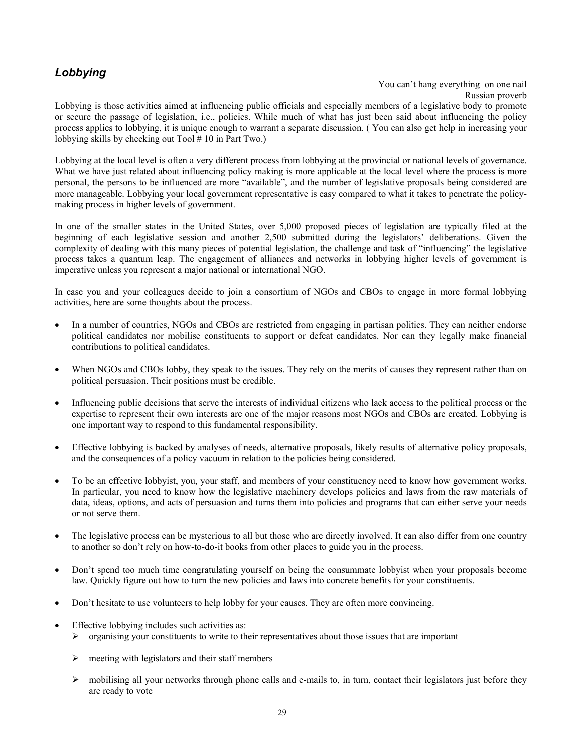## *Lobbying*

> You can't hang everything on one nail
> Russian proverb

Lobbying is those activities aimed at influencing public officials and especially members of a legislative body to promote or secure the passage of legislation, i.e., policies. While much of what has just been said about influencing the policy process applies to lobbying, it is unique enough to warrant a separate discussion. ( You can also get help in increasing your lobbying skills by checking out Tool # 10 in Part Two.)

Lobbying at the local level is often a very different process from lobbying at the provincial or national levels of governance. What we have just related about influencing policy making is more applicable at the local level where the process is more personal, the persons to be influenced are more "available", and the number of legislative proposals being considered are more manageable. Lobbying your local government representative is easy compared to what it takes to penetrate the policy-making process in higher levels of government.

In one of the smaller states in the United States, over 5,000 proposed pieces of legislation are typically filed at the beginning of each legislative session and another 2,500 submitted during the legislators' deliberations. Given the complexity of dealing with this many pieces of potential legislation, the challenge and task of "influencing" the legislative process takes a quantum leap. The engagement of alliances and networks in lobbying higher levels of government is imperative unless you represent a major national or international NGO.

In case you and your colleagues decide to join a consortium of NGOs and CBOs to engage in more formal lobbying activities, here are some thoughts about the process.

- In a number of countries, NGOs and CBOs are restricted from engaging in partisan politics. They can neither endorse political candidates nor mobilise constituents to support or defeat candidates. Nor can they legally make financial contributions to political candidates.
- When NGOs and CBOs lobby, they speak to the issues. They rely on the merits of causes they represent rather than on political persuasion. Their positions must be credible.
- Influencing public decisions that serve the interests of individual citizens who lack access to the political process or the expertise to represent their own interests are one of the major reasons most NGOs and CBOs are created. Lobbying is one important way to respond to this fundamental responsibility.
- Effective lobbying is backed by analyses of needs, alternative proposals, likely results of alternative policy proposals, and the consequences of a policy vacuum in relation to the policies being considered.
- To be an effective lobbyist, you, your staff, and members of your constituency need to know how government works. In particular, you need to know how the legislative machinery develops policies and laws from the raw materials of data, ideas, options, and acts of persuasion and turns them into policies and programs that can either serve your needs or not serve them.
- The legislative process can be mysterious to all but those who are directly involved. It can also differ from one country to another so don't rely on how-to-do-it books from other places to guide you in the process.
- Don't spend too much time congratulating yourself on being the consummate lobbyist when your proposals become law. Quickly figure out how to turn the new policies and laws into concrete benefits for your constituents.
- Don't hesitate to use volunteers to help lobby for your causes. They are often more convincing.
- Effective lobbying includes such activities as:
  - organising your constituents to write to their representatives about those issues that are important
  - meeting with legislators and their staff members
  - mobilising all your networks through phone calls and e-mails to, in turn, contact their legislators just before they are ready to vote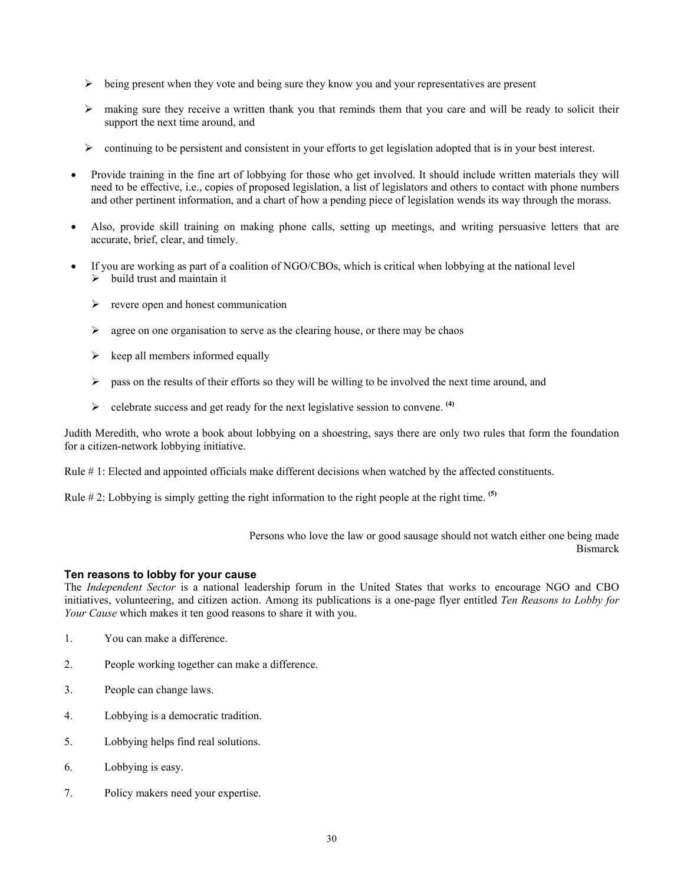- being present when they vote and being sure they know you and your representatives are present
- making sure they receive a written thank you that reminds them that you care and will be ready to solicit their support the next time around, and
- continuing to be persistent and consistent in your efforts to get legislation adopted that is in your best interest.

- Provide training in the fine art of lobbying for those who get involved. It should include written materials they will need to be effective, i.e., copies of proposed legislation, a list of legislators and others to contact with phone numbers and other pertinent information, and a chart of how a pending piece of legislation wends its way through the morass.

- Also, provide skill training on making phone calls, setting up meetings, and writing persuasive letters that are accurate, brief, clear, and timely.

- If you are working as part of a coalition of NGO/CBOs, which is critical when lobbying at the national level
  - build trust and maintain it
  - revere open and honest communication
  - agree on one organisation to serve as the clearing house, or there may be chaos
  - keep all members informed equally
  - pass on the results of their efforts so they will be willing to be involved the next time around, and
  - celebrate success and get ready for the next legislative session to convene. [4]

Judith Meredith, who wrote a book about lobbying on a shoestring, says there are only two rules that form the foundation for a citizen-network lobbying initiative.

Rule # 1: Elected and appointed officials make different decisions when watched by the affected constituents.

Rule # 2: Lobbying is simply getting the right information to the right people at the right time. [5]

> Persons who love the law or good sausage should not watch either one being made
> Bismarck

### Ten reasons to lobby for your cause

The *Independent Sector* is a national leadership forum in the United States that works to encourage NGO and CBO initiatives, volunteering, and citizen action. Among its publications is a one-page flyer entitled *Ten Reasons to Lobby for Your Cause* which makes it ten good reasons to share it with you.

1. You can make a difference.
2. People working together can make a difference.
3. People can change laws.
4. Lobbying is a democratic tradition.
5. Lobbying helps find real solutions.
6. Lobbying is easy.
7. Policy makers need your expertise.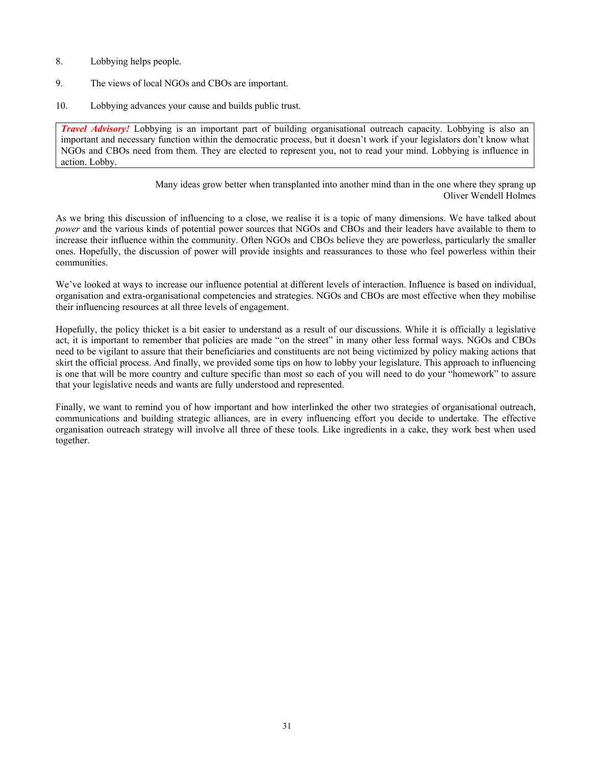8. Lobbying helps people.

9. The views of local NGOs and CBOs are important.

10. Lobbying advances your cause and builds public trust.

> ***Travel Advisory!*** Lobbying is an important part of building organisational outreach capacity. Lobbying is also an important and necessary function within the democratic process, but it doesn't work if your legislators don't know what NGOs and CBOs need from them. They are elected to represent you, not to read your mind. Lobbying is influence in action. Lobby.

<div align="right">

Many ideas grow better when transplanted into another mind than in the one where they sprang up
Oliver Wendell Holmes

</div>

As we bring this discussion of influencing to a close, we realise it is a topic of many dimensions. We have talked about *power* and the various kinds of potential power sources that NGOs and CBOs and their leaders have available to them to increase their influence within the community. Often NGOs and CBOs believe they are powerless, particularly the smaller ones. Hopefully, the discussion of power will provide insights and reassurances to those who feel powerless within their communities.

We've looked at ways to increase our influence potential at different levels of interaction. Influence is based on individual, organisation and extra-organisational competencies and strategies. NGOs and CBOs are most effective when they mobilise their influencing resources at all three levels of engagement.

Hopefully, the policy thicket is a bit easier to understand as a result of our discussions. While it is officially a legislative act, it is important to remember that policies are made "on the street" in many other less formal ways. NGOs and CBOs need to be vigilant to assure that their beneficiaries and constituents are not being victimized by policy making actions that skirt the official process. And finally, we provided some tips on how to lobby your legislature. This approach to influencing is one that will be more country and culture specific than most so each of you will need to do your "homework" to assure that your legislative needs and wants are fully understood and represented.

Finally, we want to remind you of how important and how interlinked the other two strategies of organisational outreach, communications and building strategic alliances, are in every influencing effort you decide to undertake. The effective organisation outreach strategy will involve all three of these tools. Like ingredients in a cake, they work best when used together.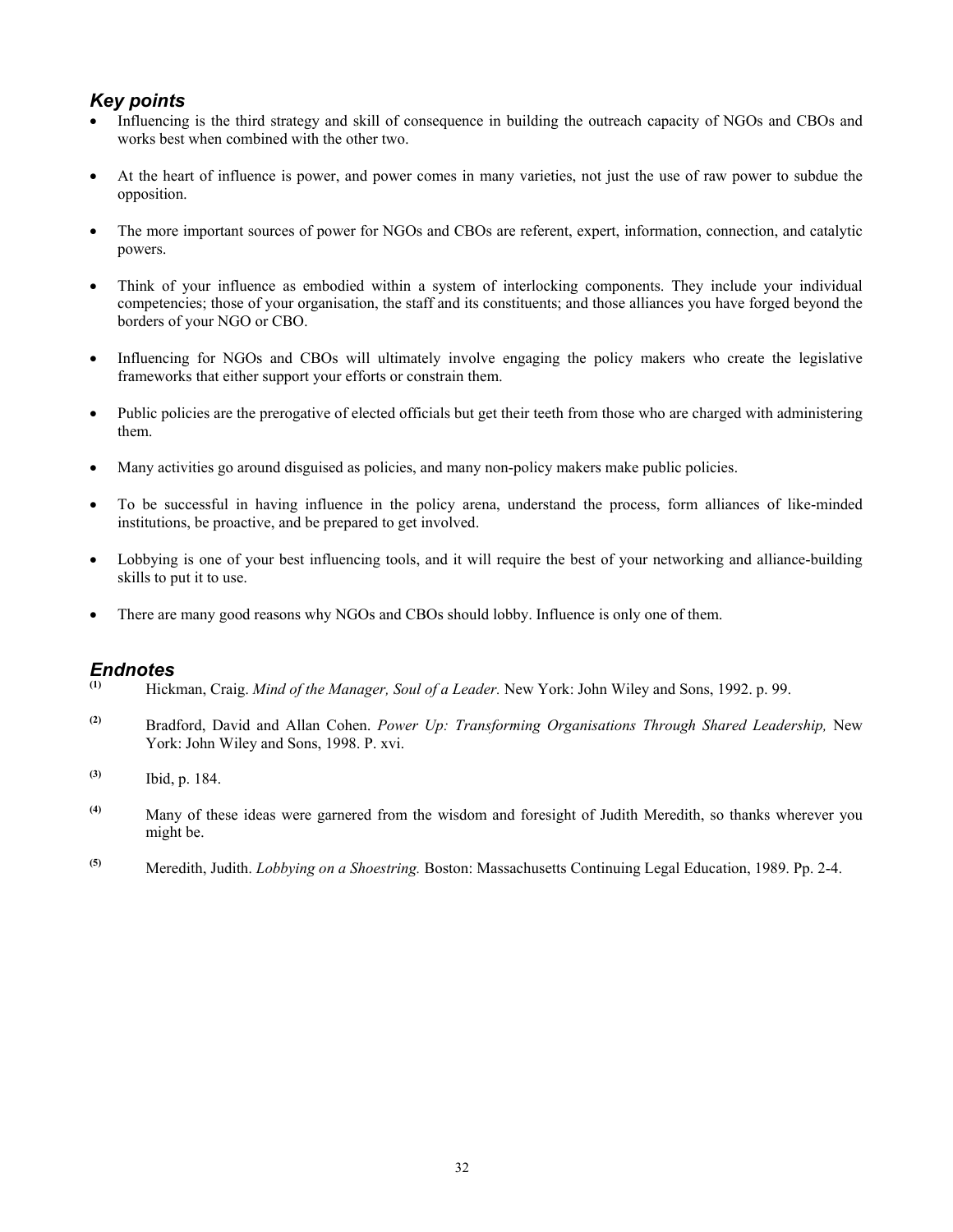## *Key points*

- Influencing is the third strategy and skill of consequence in building the outreach capacity of NGOs and CBOs and works best when combined with the other two.
- At the heart of influence is power, and power comes in many varieties, not just the use of raw power to subdue the opposition.
- The more important sources of power for NGOs and CBOs are referent, expert, information, connection, and catalytic powers.
- Think of your influence as embodied within a system of interlocking components. They include your individual competencies; those of your organisation, the staff and its constituents; and those alliances you have forged beyond the borders of your NGO or CBO.
- Influencing for NGOs and CBOs will ultimately involve engaging the policy makers who create the legislative frameworks that either support your efforts or constrain them.
- Public policies are the prerogative of elected officials but get their teeth from those who are charged with administering them.
- Many activities go around disguised as policies, and many non-policy makers make public policies.
- To be successful in having influence in the policy arena, understand the process, form alliances of like-minded institutions, be proactive, and be prepared to get involved.
- Lobbying is one of your best influencing tools, and it will require the best of your networking and alliance-building skills to put it to use.
- There are many good reasons why NGOs and CBOs should lobby. Influence is only one of them.

## *Endnotes*

(1) Hickman, Craig. *Mind of the Manager, Soul of a Leader.* New York: John Wiley and Sons, 1992. p. 99.

(2) Bradford, David and Allan Cohen. *Power Up: Transforming Organisations Through Shared Leadership,* New York: John Wiley and Sons, 1998. P. xvi.

(3) Ibid, p. 184.

(4) Many of these ideas were garnered from the wisdom and foresight of Judith Meredith, so thanks wherever you might be.

(5) Meredith, Judith. *Lobbying on a Shoestring.* Boston: Massachusetts Continuing Legal Education, 1989. Pp. 2-4.